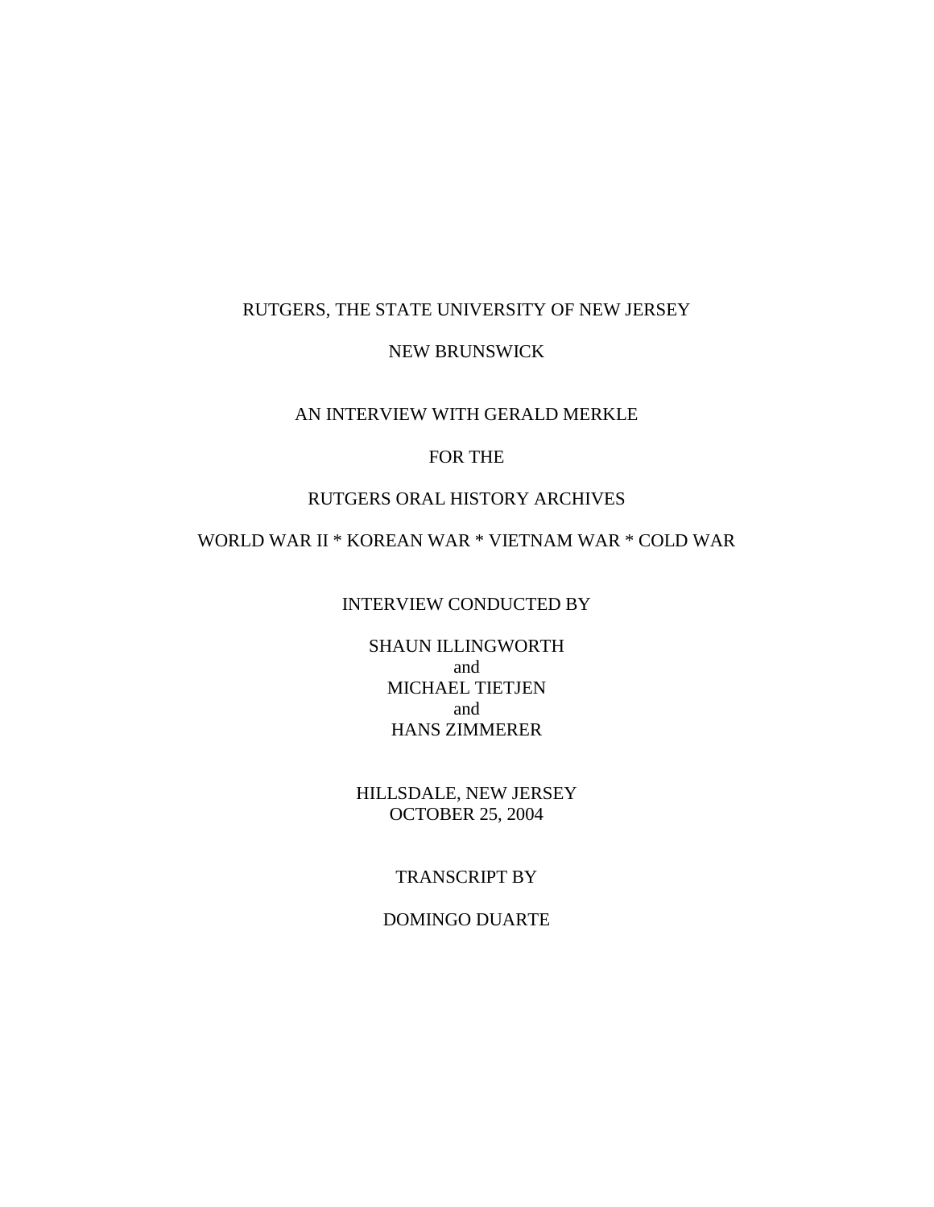RUTGERS, THE STATE UNIVERSITY OF NEW JERSEY

NEW BRUNSWICK

AN INTERVIEW WITH GERALD MERKLE

FOR THE

RUTGERS ORAL HISTORY ARCHIVES

WORLD WAR II * KOREAN WAR * VIETNAM WAR * COLD WAR

INTERVIEW CONDUCTED BY

SHAUN ILLINGWORTH
and
MICHAEL TIETJEN
and
HANS ZIMMERER

HILLSDALE, NEW JERSEY
OCTOBER 25, 2004

TRANSCRIPT BY

DOMINGO DUARTE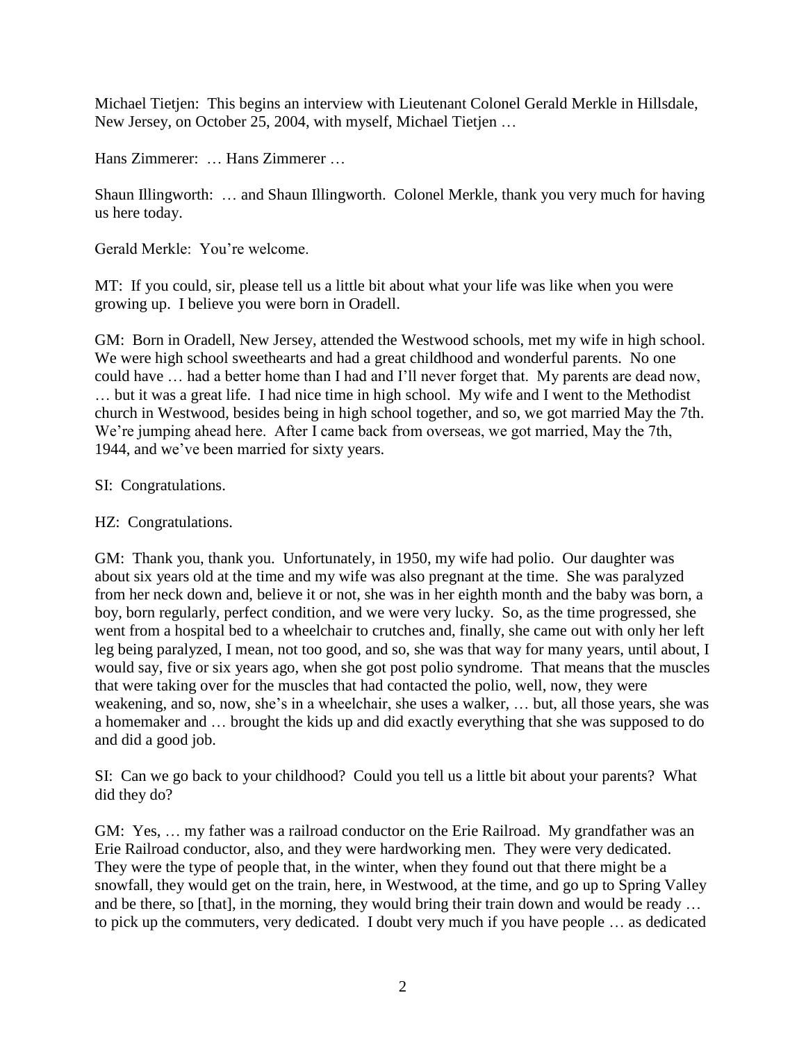Michael Tietjen: This begins an interview with Lieutenant Colonel Gerald Merkle in Hillsdale, New Jersey, on October 25, 2004, with myself, Michael Tietjen …

Hans Zimmerer: … Hans Zimmerer …

Shaun Illingworth: … and Shaun Illingworth. Colonel Merkle, thank you very much for having us here today.

Gerald Merkle: You're welcome.

MT: If you could, sir, please tell us a little bit about what your life was like when you were growing up. I believe you were born in Oradell.

GM: Born in Oradell, New Jersey, attended the Westwood schools, met my wife in high school. We were high school sweethearts and had a great childhood and wonderful parents. No one could have … had a better home than I had and I'll never forget that. My parents are dead now, … but it was a great life. I had nice time in high school. My wife and I went to the Methodist church in Westwood, besides being in high school together, and so, we got married May the 7th. We're jumping ahead here. After I came back from overseas, we got married, May the 7th, 1944, and we've been married for sixty years.

SI: Congratulations.

HZ: Congratulations.

GM: Thank you, thank you. Unfortunately, in 1950, my wife had polio. Our daughter was about six years old at the time and my wife was also pregnant at the time. She was paralyzed from her neck down and, believe it or not, she was in her eighth month and the baby was born, a boy, born regularly, perfect condition, and we were very lucky. So, as the time progressed, she went from a hospital bed to a wheelchair to crutches and, finally, she came out with only her left leg being paralyzed, I mean, not too good, and so, she was that way for many years, until about, I would say, five or six years ago, when she got post polio syndrome. That means that the muscles that were taking over for the muscles that had contacted the polio, well, now, they were weakening, and so, now, she's in a wheelchair, she uses a walker, … but, all those years, she was a homemaker and … brought the kids up and did exactly everything that she was supposed to do and did a good job.

SI: Can we go back to your childhood? Could you tell us a little bit about your parents? What did they do?

GM: Yes, … my father was a railroad conductor on the Erie Railroad. My grandfather was an Erie Railroad conductor, also, and they were hardworking men. They were very dedicated. They were the type of people that, in the winter, when they found out that there might be a snowfall, they would get on the train, here, in Westwood, at the time, and go up to Spring Valley and be there, so [that], in the morning, they would bring their train down and would be ready … to pick up the commuters, very dedicated. I doubt very much if you have people … as dedicated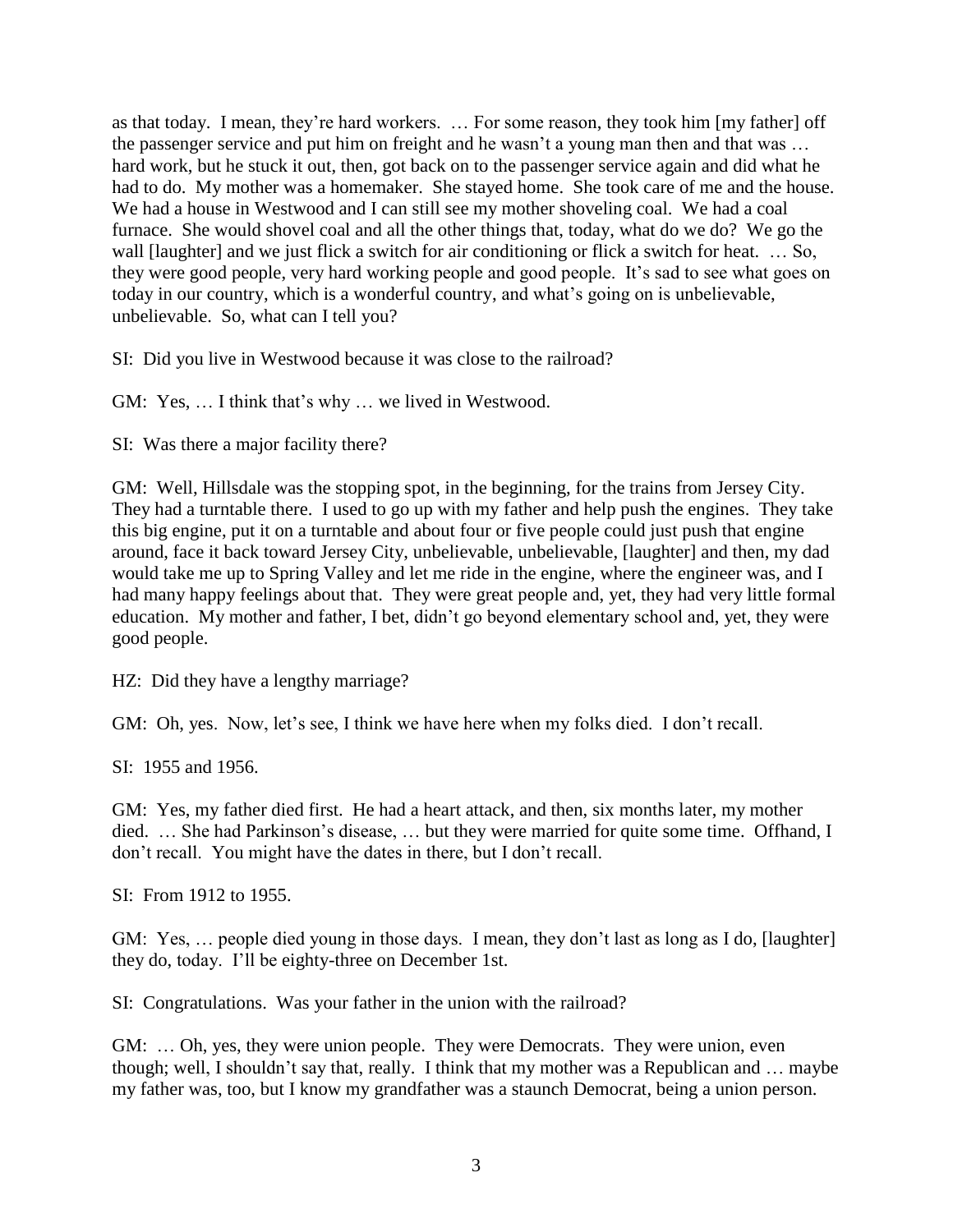as that today. I mean, they're hard workers. … For some reason, they took him [my father] off the passenger service and put him on freight and he wasn't a young man then and that was … hard work, but he stuck it out, then, got back on to the passenger service again and did what he had to do. My mother was a homemaker. She stayed home. She took care of me and the house. We had a house in Westwood and I can still see my mother shoveling coal. We had a coal furnace. She would shovel coal and all the other things that, today, what do we do? We go the wall [laughter] and we just flick a switch for air conditioning or flick a switch for heat. … So, they were good people, very hard working people and good people. It's sad to see what goes on today in our country, which is a wonderful country, and what's going on is unbelievable, unbelievable. So, what can I tell you?

SI: Did you live in Westwood because it was close to the railroad?

GM: Yes, … I think that's why … we lived in Westwood.

SI: Was there a major facility there?

GM: Well, Hillsdale was the stopping spot, in the beginning, for the trains from Jersey City. They had a turntable there. I used to go up with my father and help push the engines. They take this big engine, put it on a turntable and about four or five people could just push that engine around, face it back toward Jersey City, unbelievable, unbelievable, [laughter] and then, my dad would take me up to Spring Valley and let me ride in the engine, where the engineer was, and I had many happy feelings about that. They were great people and, yet, they had very little formal education. My mother and father, I bet, didn't go beyond elementary school and, yet, they were good people.

HZ: Did they have a lengthy marriage?

GM: Oh, yes. Now, let's see, I think we have here when my folks died. I don't recall.

SI: 1955 and 1956.

GM: Yes, my father died first. He had a heart attack, and then, six months later, my mother died. … She had Parkinson's disease, … but they were married for quite some time. Offhand, I don't recall. You might have the dates in there, but I don't recall.

SI: From 1912 to 1955.

GM: Yes, … people died young in those days. I mean, they don't last as long as I do, [laughter] they do, today. I'll be eighty-three on December 1st.

SI: Congratulations. Was your father in the union with the railroad?

GM: … Oh, yes, they were union people. They were Democrats. They were union, even though; well, I shouldn't say that, really. I think that my mother was a Republican and … maybe my father was, too, but I know my grandfather was a staunch Democrat, being a union person.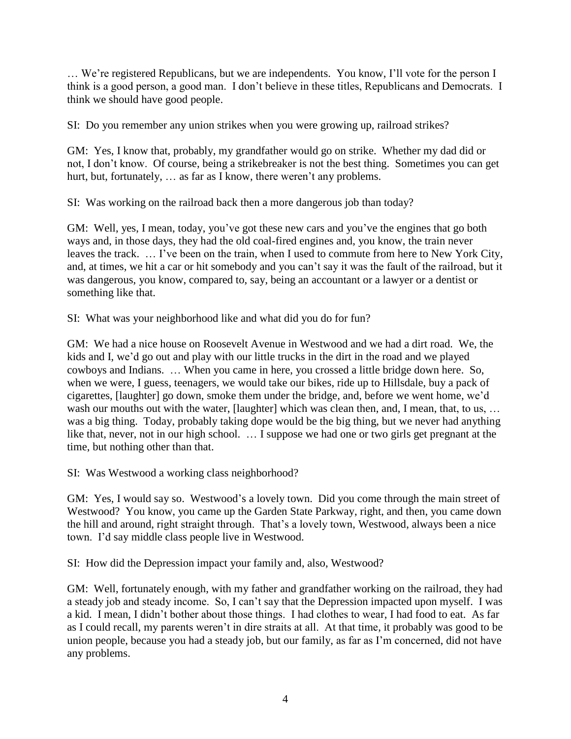… We're registered Republicans, but we are independents. You know, I'll vote for the person I think is a good person, a good man. I don't believe in these titles, Republicans and Democrats. I think we should have good people.

SI: Do you remember any union strikes when you were growing up, railroad strikes?

GM: Yes, I know that, probably, my grandfather would go on strike. Whether my dad did or not, I don't know. Of course, being a strikebreaker is not the best thing. Sometimes you can get hurt, but, fortunately, … as far as I know, there weren't any problems.

SI: Was working on the railroad back then a more dangerous job than today?

GM: Well, yes, I mean, today, you've got these new cars and you've the engines that go both ways and, in those days, they had the old coal-fired engines and, you know, the train never leaves the track. … I've been on the train, when I used to commute from here to New York City, and, at times, we hit a car or hit somebody and you can't say it was the fault of the railroad, but it was dangerous, you know, compared to, say, being an accountant or a lawyer or a dentist or something like that.

SI: What was your neighborhood like and what did you do for fun?

GM: We had a nice house on Roosevelt Avenue in Westwood and we had a dirt road. We, the kids and I, we'd go out and play with our little trucks in the dirt in the road and we played cowboys and Indians. … When you came in here, you crossed a little bridge down here. So, when we were, I guess, teenagers, we would take our bikes, ride up to Hillsdale, buy a pack of cigarettes, [laughter] go down, smoke them under the bridge, and, before we went home, we'd wash our mouths out with the water, [laughter] which was clean then, and, I mean, that, to us, … was a big thing. Today, probably taking dope would be the big thing, but we never had anything like that, never, not in our high school. … I suppose we had one or two girls get pregnant at the time, but nothing other than that.

SI: Was Westwood a working class neighborhood?

GM: Yes, I would say so. Westwood's a lovely town. Did you come through the main street of Westwood? You know, you came up the Garden State Parkway, right, and then, you came down the hill and around, right straight through. That's a lovely town, Westwood, always been a nice town. I'd say middle class people live in Westwood.

SI: How did the Depression impact your family and, also, Westwood?

GM: Well, fortunately enough, with my father and grandfather working on the railroad, they had a steady job and steady income. So, I can't say that the Depression impacted upon myself. I was a kid. I mean, I didn't bother about those things. I had clothes to wear, I had food to eat. As far as I could recall, my parents weren't in dire straits at all. At that time, it probably was good to be union people, because you had a steady job, but our family, as far as I'm concerned, did not have any problems.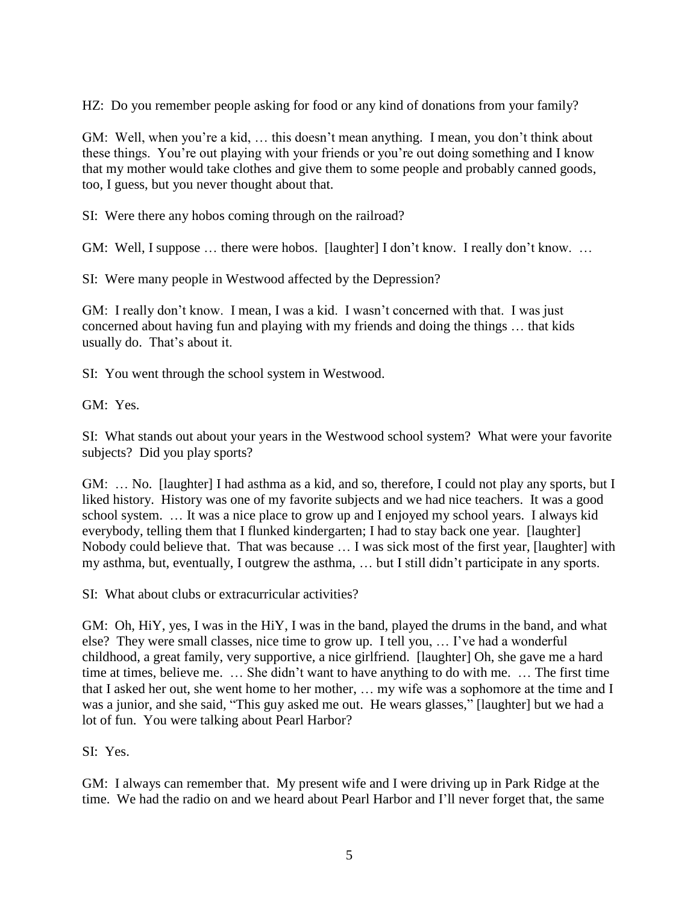HZ: Do you remember people asking for food or any kind of donations from your family?

GM: Well, when you're a kid, … this doesn't mean anything. I mean, you don't think about these things. You're out playing with your friends or you're out doing something and I know that my mother would take clothes and give them to some people and probably canned goods, too, I guess, but you never thought about that.

SI: Were there any hobos coming through on the railroad?

GM: Well, I suppose … there were hobos. [laughter] I don't know. I really don't know. …

SI: Were many people in Westwood affected by the Depression?

GM: I really don't know. I mean, I was a kid. I wasn't concerned with that. I was just concerned about having fun and playing with my friends and doing the things … that kids usually do. That's about it.

SI: You went through the school system in Westwood.

GM: Yes.

SI: What stands out about your years in the Westwood school system? What were your favorite subjects? Did you play sports?

GM: … No. [laughter] I had asthma as a kid, and so, therefore, I could not play any sports, but I liked history. History was one of my favorite subjects and we had nice teachers. It was a good school system. … It was a nice place to grow up and I enjoyed my school years. I always kid everybody, telling them that I flunked kindergarten; I had to stay back one year. [laughter] Nobody could believe that. That was because … I was sick most of the first year, [laughter] with my asthma, but, eventually, I outgrew the asthma, … but I still didn't participate in any sports.

SI: What about clubs or extracurricular activities?

GM: Oh, HiY, yes, I was in the HiY, I was in the band, played the drums in the band, and what else? They were small classes, nice time to grow up. I tell you, … I've had a wonderful childhood, a great family, very supportive, a nice girlfriend. [laughter] Oh, she gave me a hard time at times, believe me. … She didn't want to have anything to do with me. … The first time that I asked her out, she went home to her mother, … my wife was a sophomore at the time and I was a junior, and she said, "This guy asked me out. He wears glasses," [laughter] but we had a lot of fun. You were talking about Pearl Harbor?

SI: Yes.

GM: I always can remember that. My present wife and I were driving up in Park Ridge at the time. We had the radio on and we heard about Pearl Harbor and I'll never forget that, the same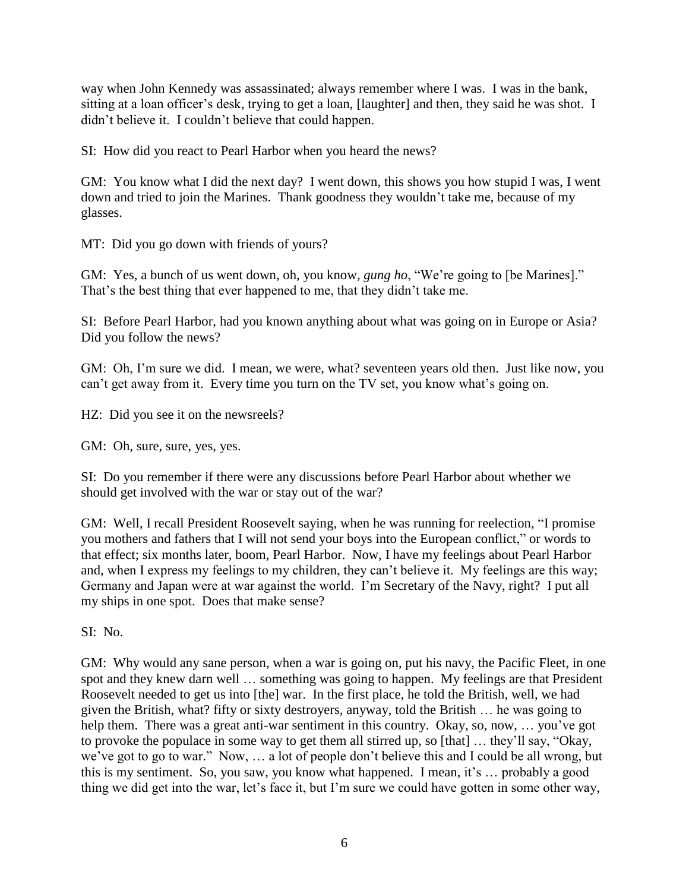way when John Kennedy was assassinated; always remember where I was. I was in the bank, sitting at a loan officer's desk, trying to get a loan, [laughter] and then, they said he was shot. I didn't believe it. I couldn't believe that could happen.

SI: How did you react to Pearl Harbor when you heard the news?

GM: You know what I did the next day? I went down, this shows you how stupid I was, I went down and tried to join the Marines. Thank goodness they wouldn't take me, because of my glasses.

MT: Did you go down with friends of yours?

GM: Yes, a bunch of us went down, oh, you know, *gung ho*, "We're going to [be Marines]." That's the best thing that ever happened to me, that they didn't take me.

SI: Before Pearl Harbor, had you known anything about what was going on in Europe or Asia? Did you follow the news?

GM: Oh, I'm sure we did. I mean, we were, what? seventeen years old then. Just like now, you can't get away from it. Every time you turn on the TV set, you know what's going on.

HZ: Did you see it on the newsreels?

GM: Oh, sure, sure, yes, yes.

SI: Do you remember if there were any discussions before Pearl Harbor about whether we should get involved with the war or stay out of the war?

GM: Well, I recall President Roosevelt saying, when he was running for reelection, "I promise you mothers and fathers that I will not send your boys into the European conflict," or words to that effect; six months later, boom, Pearl Harbor. Now, I have my feelings about Pearl Harbor and, when I express my feelings to my children, they can't believe it. My feelings are this way; Germany and Japan were at war against the world. I'm Secretary of the Navy, right? I put all my ships in one spot. Does that make sense?

SI: No.

GM: Why would any sane person, when a war is going on, put his navy, the Pacific Fleet, in one spot and they knew darn well … something was going to happen. My feelings are that President Roosevelt needed to get us into [the] war. In the first place, he told the British, well, we had given the British, what? fifty or sixty destroyers, anyway, told the British … he was going to help them. There was a great anti-war sentiment in this country. Okay, so, now, … you've got to provoke the populace in some way to get them all stirred up, so [that] … they'll say, "Okay, we've got to go to war." Now, … a lot of people don't believe this and I could be all wrong, but this is my sentiment. So, you saw, you know what happened. I mean, it's … probably a good thing we did get into the war, let's face it, but I'm sure we could have gotten in some other way,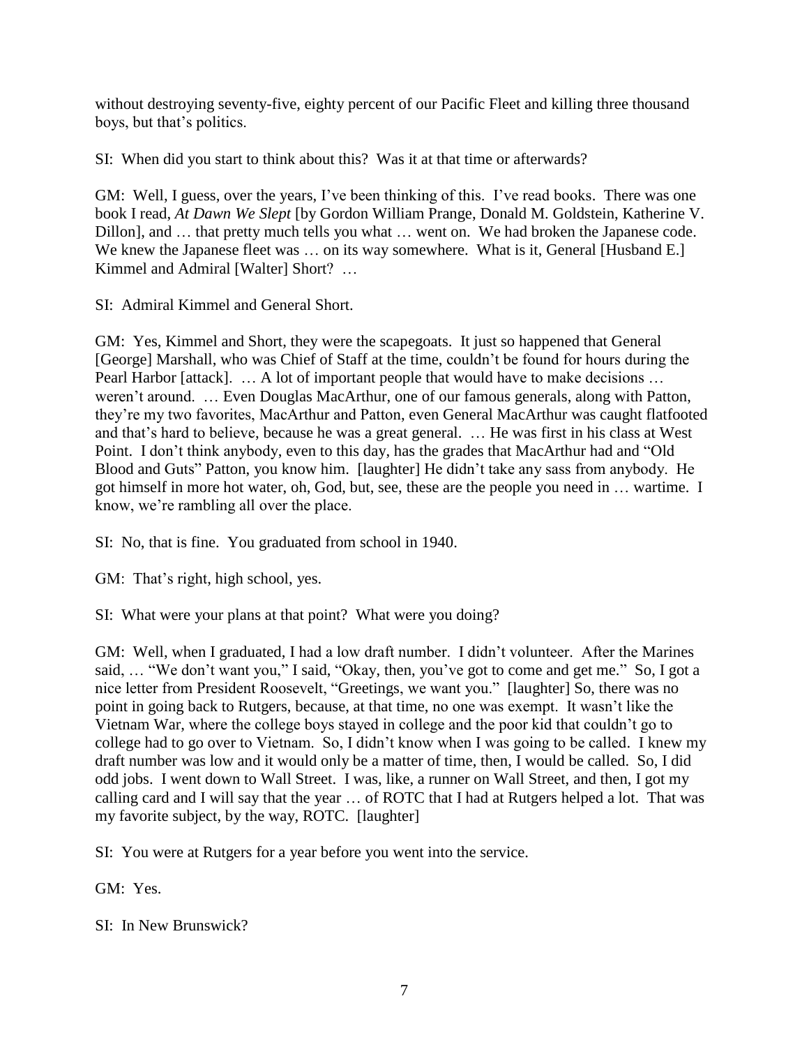without destroying seventy-five, eighty percent of our Pacific Fleet and killing three thousand boys, but that's politics.

SI: When did you start to think about this? Was it at that time or afterwards?

GM: Well, I guess, over the years, I've been thinking of this. I've read books. There was one book I read, *At Dawn We Slept* [by Gordon William Prange, Donald M. Goldstein, Katherine V. Dillon], and … that pretty much tells you what … went on. We had broken the Japanese code. We knew the Japanese fleet was … on its way somewhere. What is it, General [Husband E.] Kimmel and Admiral [Walter] Short? …

SI: Admiral Kimmel and General Short.

GM: Yes, Kimmel and Short, they were the scapegoats. It just so happened that General [George] Marshall, who was Chief of Staff at the time, couldn't be found for hours during the Pearl Harbor [attack]. … A lot of important people that would have to make decisions … weren't around. … Even Douglas MacArthur, one of our famous generals, along with Patton, they're my two favorites, MacArthur and Patton, even General MacArthur was caught flatfooted and that's hard to believe, because he was a great general. … He was first in his class at West Point. I don't think anybody, even to this day, has the grades that MacArthur had and "Old Blood and Guts" Patton, you know him. [laughter] He didn't take any sass from anybody. He got himself in more hot water, oh, God, but, see, these are the people you need in … wartime. I know, we're rambling all over the place.

SI: No, that is fine. You graduated from school in 1940.

GM: That's right, high school, yes.

SI: What were your plans at that point? What were you doing?

GM: Well, when I graduated, I had a low draft number. I didn't volunteer. After the Marines said, … "We don't want you," I said, "Okay, then, you've got to come and get me." So, I got a nice letter from President Roosevelt, "Greetings, we want you." [laughter] So, there was no point in going back to Rutgers, because, at that time, no one was exempt. It wasn't like the Vietnam War, where the college boys stayed in college and the poor kid that couldn't go to college had to go over to Vietnam. So, I didn't know when I was going to be called. I knew my draft number was low and it would only be a matter of time, then, I would be called. So, I did odd jobs. I went down to Wall Street. I was, like, a runner on Wall Street, and then, I got my calling card and I will say that the year … of ROTC that I had at Rutgers helped a lot. That was my favorite subject, by the way, ROTC. [laughter]

SI: You were at Rutgers for a year before you went into the service.

GM: Yes.

SI: In New Brunswick?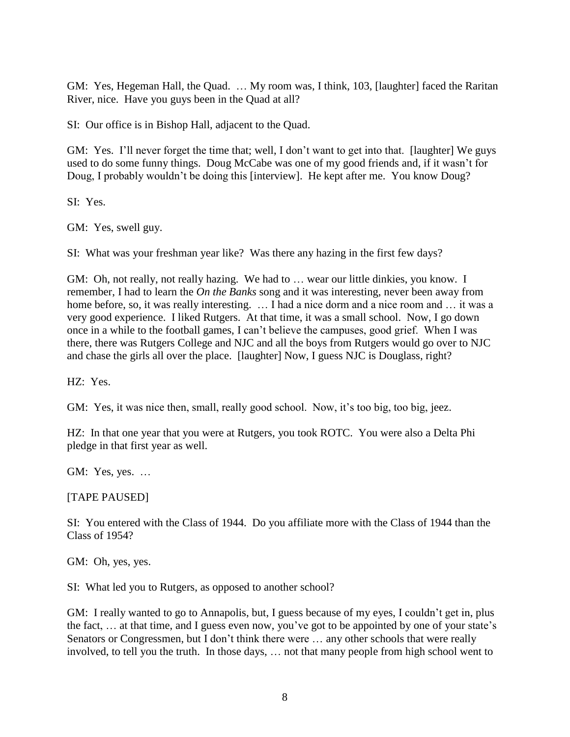GM: Yes, Hegeman Hall, the Quad. … My room was, I think, 103, [laughter] faced the Raritan River, nice. Have you guys been in the Quad at all?

SI: Our office is in Bishop Hall, adjacent to the Quad.

GM: Yes. I'll never forget the time that; well, I don't want to get into that. [laughter] We guys used to do some funny things. Doug McCabe was one of my good friends and, if it wasn't for Doug, I probably wouldn't be doing this [interview]. He kept after me. You know Doug?

SI: Yes.

GM: Yes, swell guy.

SI: What was your freshman year like? Was there any hazing in the first few days?

GM: Oh, not really, not really hazing. We had to … wear our little dinkies, you know. I remember, I had to learn the *On the Banks* song and it was interesting, never been away from home before, so, it was really interesting. … I had a nice dorm and a nice room and … it was a very good experience. I liked Rutgers. At that time, it was a small school. Now, I go down once in a while to the football games, I can't believe the campuses, good grief. When I was there, there was Rutgers College and NJC and all the boys from Rutgers would go over to NJC and chase the girls all over the place. [laughter] Now, I guess NJC is Douglass, right?

HZ: Yes.

GM: Yes, it was nice then, small, really good school. Now, it's too big, too big, jeez.

HZ: In that one year that you were at Rutgers, you took ROTC. You were also a Delta Phi pledge in that first year as well.

GM: Yes, yes. …

[TAPE PAUSED]

SI: You entered with the Class of 1944. Do you affiliate more with the Class of 1944 than the Class of 1954?

GM: Oh, yes, yes.

SI: What led you to Rutgers, as opposed to another school?

GM: I really wanted to go to Annapolis, but, I guess because of my eyes, I couldn't get in, plus the fact, … at that time, and I guess even now, you've got to be appointed by one of your state's Senators or Congressmen, but I don't think there were … any other schools that were really involved, to tell you the truth. In those days, … not that many people from high school went to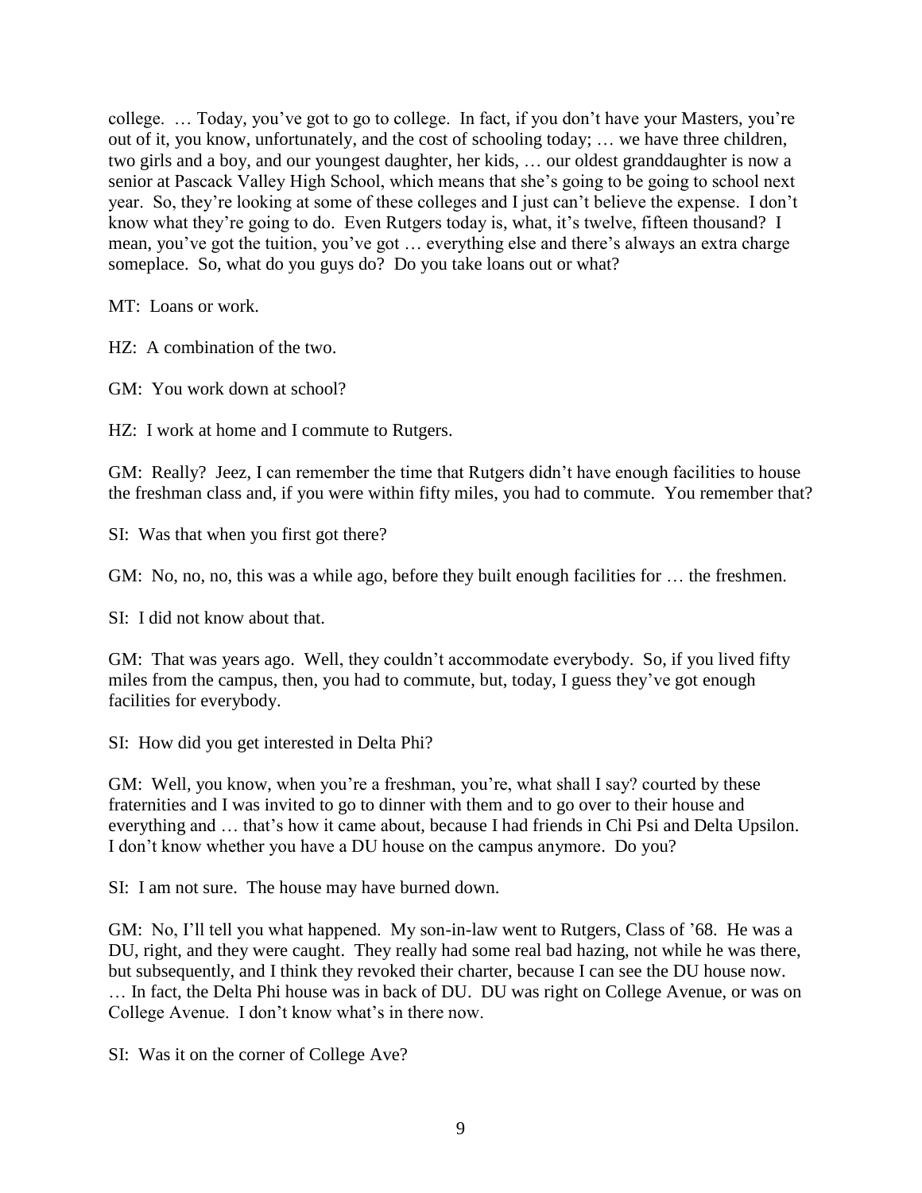college. … Today, you've got to go to college. In fact, if you don't have your Masters, you're out of it, you know, unfortunately, and the cost of schooling today; … we have three children, two girls and a boy, and our youngest daughter, her kids, … our oldest granddaughter is now a senior at Pascack Valley High School, which means that she's going to be going to school next year. So, they're looking at some of these colleges and I just can't believe the expense. I don't know what they're going to do. Even Rutgers today is, what, it's twelve, fifteen thousand? I mean, you've got the tuition, you've got … everything else and there's always an extra charge someplace. So, what do you guys do? Do you take loans out or what?

MT: Loans or work.

HZ: A combination of the two.

GM: You work down at school?

HZ: I work at home and I commute to Rutgers.

GM: Really? Jeez, I can remember the time that Rutgers didn't have enough facilities to house the freshman class and, if you were within fifty miles, you had to commute. You remember that?

SI: Was that when you first got there?

GM: No, no, no, this was a while ago, before they built enough facilities for … the freshmen.

SI: I did not know about that.

GM: That was years ago. Well, they couldn't accommodate everybody. So, if you lived fifty miles from the campus, then, you had to commute, but, today, I guess they've got enough facilities for everybody.

SI: How did you get interested in Delta Phi?

GM: Well, you know, when you're a freshman, you're, what shall I say? courted by these fraternities and I was invited to go to dinner with them and to go over to their house and everything and … that's how it came about, because I had friends in Chi Psi and Delta Upsilon. I don't know whether you have a DU house on the campus anymore. Do you?

SI: I am not sure. The house may have burned down.

GM: No, I'll tell you what happened. My son-in-law went to Rutgers, Class of '68. He was a DU, right, and they were caught. They really had some real bad hazing, not while he was there, but subsequently, and I think they revoked their charter, because I can see the DU house now. … In fact, the Delta Phi house was in back of DU. DU was right on College Avenue, or was on College Avenue. I don't know what's in there now.

SI: Was it on the corner of College Ave?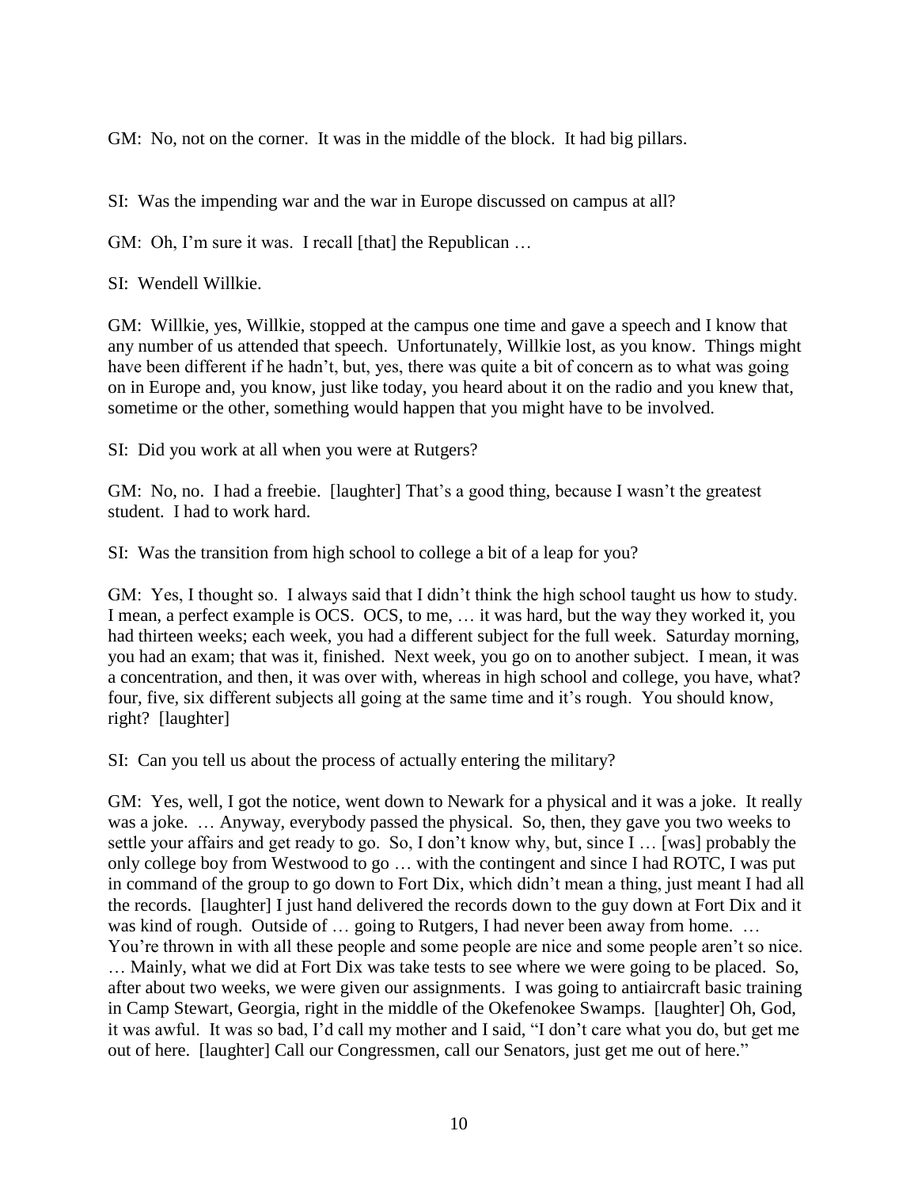GM: No, not on the corner. It was in the middle of the block. It had big pillars.

SI: Was the impending war and the war in Europe discussed on campus at all?

GM: Oh, I'm sure it was. I recall [that] the Republican …

SI: Wendell Willkie.

GM: Willkie, yes, Willkie, stopped at the campus one time and gave a speech and I know that any number of us attended that speech. Unfortunately, Willkie lost, as you know. Things might have been different if he hadn't, but, yes, there was quite a bit of concern as to what was going on in Europe and, you know, just like today, you heard about it on the radio and you knew that, sometime or the other, something would happen that you might have to be involved.

SI: Did you work at all when you were at Rutgers?

GM: No, no. I had a freebie. [laughter] That's a good thing, because I wasn't the greatest student. I had to work hard.

SI: Was the transition from high school to college a bit of a leap for you?

GM: Yes, I thought so. I always said that I didn't think the high school taught us how to study. I mean, a perfect example is OCS. OCS, to me, … it was hard, but the way they worked it, you had thirteen weeks; each week, you had a different subject for the full week. Saturday morning, you had an exam; that was it, finished. Next week, you go on to another subject. I mean, it was a concentration, and then, it was over with, whereas in high school and college, you have, what? four, five, six different subjects all going at the same time and it's rough. You should know, right? [laughter]

SI: Can you tell us about the process of actually entering the military?

GM: Yes, well, I got the notice, went down to Newark for a physical and it was a joke. It really was a joke. … Anyway, everybody passed the physical. So, then, they gave you two weeks to settle your affairs and get ready to go. So, I don't know why, but, since I … [was] probably the only college boy from Westwood to go … with the contingent and since I had ROTC, I was put in command of the group to go down to Fort Dix, which didn't mean a thing, just meant I had all the records. [laughter] I just hand delivered the records down to the guy down at Fort Dix and it was kind of rough. Outside of … going to Rutgers, I had never been away from home. … You're thrown in with all these people and some people are nice and some people aren't so nice. … Mainly, what we did at Fort Dix was take tests to see where we were going to be placed. So, after about two weeks, we were given our assignments. I was going to antiaircraft basic training in Camp Stewart, Georgia, right in the middle of the Okefenokee Swamps. [laughter] Oh, God, it was awful. It was so bad, I'd call my mother and I said, "I don't care what you do, but get me out of here. [laughter] Call our Congressmen, call our Senators, just get me out of here."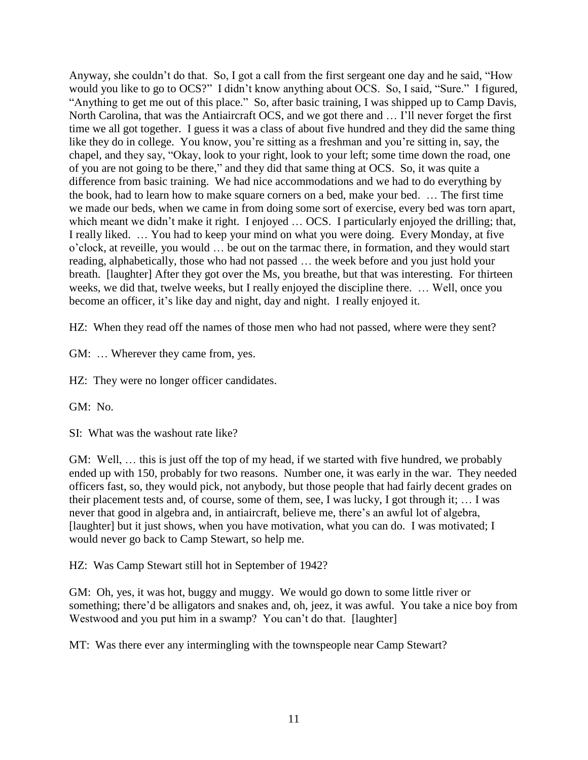Anyway, she couldn't do that. So, I got a call from the first sergeant one day and he said, "How would you like to go to OCS?" I didn't know anything about OCS. So, I said, "Sure." I figured, "Anything to get me out of this place." So, after basic training, I was shipped up to Camp Davis, North Carolina, that was the Antiaircraft OCS, and we got there and … I'll never forget the first time we all got together. I guess it was a class of about five hundred and they did the same thing like they do in college. You know, you're sitting as a freshman and you're sitting in, say, the chapel, and they say, "Okay, look to your right, look to your left; some time down the road, one of you are not going to be there," and they did that same thing at OCS. So, it was quite a difference from basic training. We had nice accommodations and we had to do everything by the book, had to learn how to make square corners on a bed, make your bed. … The first time we made our beds, when we came in from doing some sort of exercise, every bed was torn apart, which meant we didn't make it right. I enjoyed … OCS. I particularly enjoyed the drilling; that, I really liked. … You had to keep your mind on what you were doing. Every Monday, at five o'clock, at reveille, you would … be out on the tarmac there, in formation, and they would start reading, alphabetically, those who had not passed … the week before and you just hold your breath. [laughter] After they got over the Ms, you breathe, but that was interesting. For thirteen weeks, we did that, twelve weeks, but I really enjoyed the discipline there. … Well, once you become an officer, it's like day and night, day and night. I really enjoyed it.

HZ: When they read off the names of those men who had not passed, where were they sent?

GM: … Wherever they came from, yes.

HZ: They were no longer officer candidates.

GM: No.

SI: What was the washout rate like?

GM: Well, … this is just off the top of my head, if we started with five hundred, we probably ended up with 150, probably for two reasons. Number one, it was early in the war. They needed officers fast, so, they would pick, not anybody, but those people that had fairly decent grades on their placement tests and, of course, some of them, see, I was lucky, I got through it; … I was never that good in algebra and, in antiaircraft, believe me, there's an awful lot of algebra, [laughter] but it just shows, when you have motivation, what you can do. I was motivated; I would never go back to Camp Stewart, so help me.

HZ: Was Camp Stewart still hot in September of 1942?

GM: Oh, yes, it was hot, buggy and muggy. We would go down to some little river or something; there'd be alligators and snakes and, oh, jeez, it was awful. You take a nice boy from Westwood and you put him in a swamp? You can't do that. [laughter]

MT: Was there ever any intermingling with the townspeople near Camp Stewart?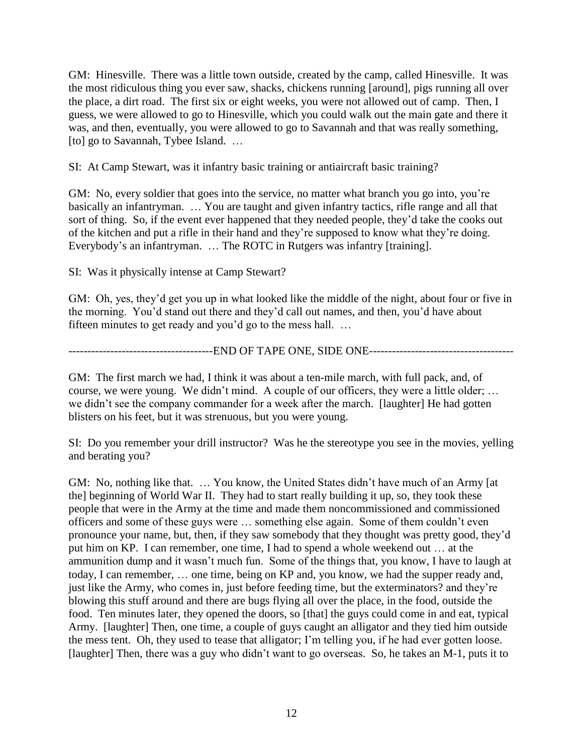GM: Hinesville. There was a little town outside, created by the camp, called Hinesville. It was the most ridiculous thing you ever saw, shacks, chickens running [around], pigs running all over the place, a dirt road. The first six or eight weeks, you were not allowed out of camp. Then, I guess, we were allowed to go to Hinesville, which you could walk out the main gate and there it was, and then, eventually, you were allowed to go to Savannah and that was really something, [to] go to Savannah, Tybee Island. …

SI: At Camp Stewart, was it infantry basic training or antiaircraft basic training?

GM: No, every soldier that goes into the service, no matter what branch you go into, you're basically an infantryman. … You are taught and given infantry tactics, rifle range and all that sort of thing. So, if the event ever happened that they needed people, they'd take the cooks out of the kitchen and put a rifle in their hand and they're supposed to know what they're doing. Everybody's an infantryman. … The ROTC in Rutgers was infantry [training].

SI: Was it physically intense at Camp Stewart?

GM: Oh, yes, they'd get you up in what looked like the middle of the night, about four or five in the morning. You'd stand out there and they'd call out names, and then, you'd have about fifteen minutes to get ready and you'd go to the mess hall. …

--------------------------------------END OF TAPE ONE, SIDE ONE--------------------------------------

GM: The first march we had, I think it was about a ten-mile march, with full pack, and, of course, we were young. We didn't mind. A couple of our officers, they were a little older; … we didn't see the company commander for a week after the march. [laughter] He had gotten blisters on his feet, but it was strenuous, but you were young.

SI: Do you remember your drill instructor? Was he the stereotype you see in the movies, yelling and berating you?

GM: No, nothing like that. … You know, the United States didn't have much of an Army [at the] beginning of World War II. They had to start really building it up, so, they took these people that were in the Army at the time and made them noncommissioned and commissioned officers and some of these guys were … something else again. Some of them couldn't even pronounce your name, but, then, if they saw somebody that they thought was pretty good, they'd put him on KP. I can remember, one time, I had to spend a whole weekend out … at the ammunition dump and it wasn't much fun. Some of the things that, you know, I have to laugh at today, I can remember, … one time, being on KP and, you know, we had the supper ready and, just like the Army, who comes in, just before feeding time, but the exterminators? and they're blowing this stuff around and there are bugs flying all over the place, in the food, outside the food. Ten minutes later, they opened the doors, so [that] the guys could come in and eat, typical Army. [laughter] Then, one time, a couple of guys caught an alligator and they tied him outside the mess tent. Oh, they used to tease that alligator; I'm telling you, if he had ever gotten loose. [laughter] Then, there was a guy who didn't want to go overseas. So, he takes an M-1, puts it to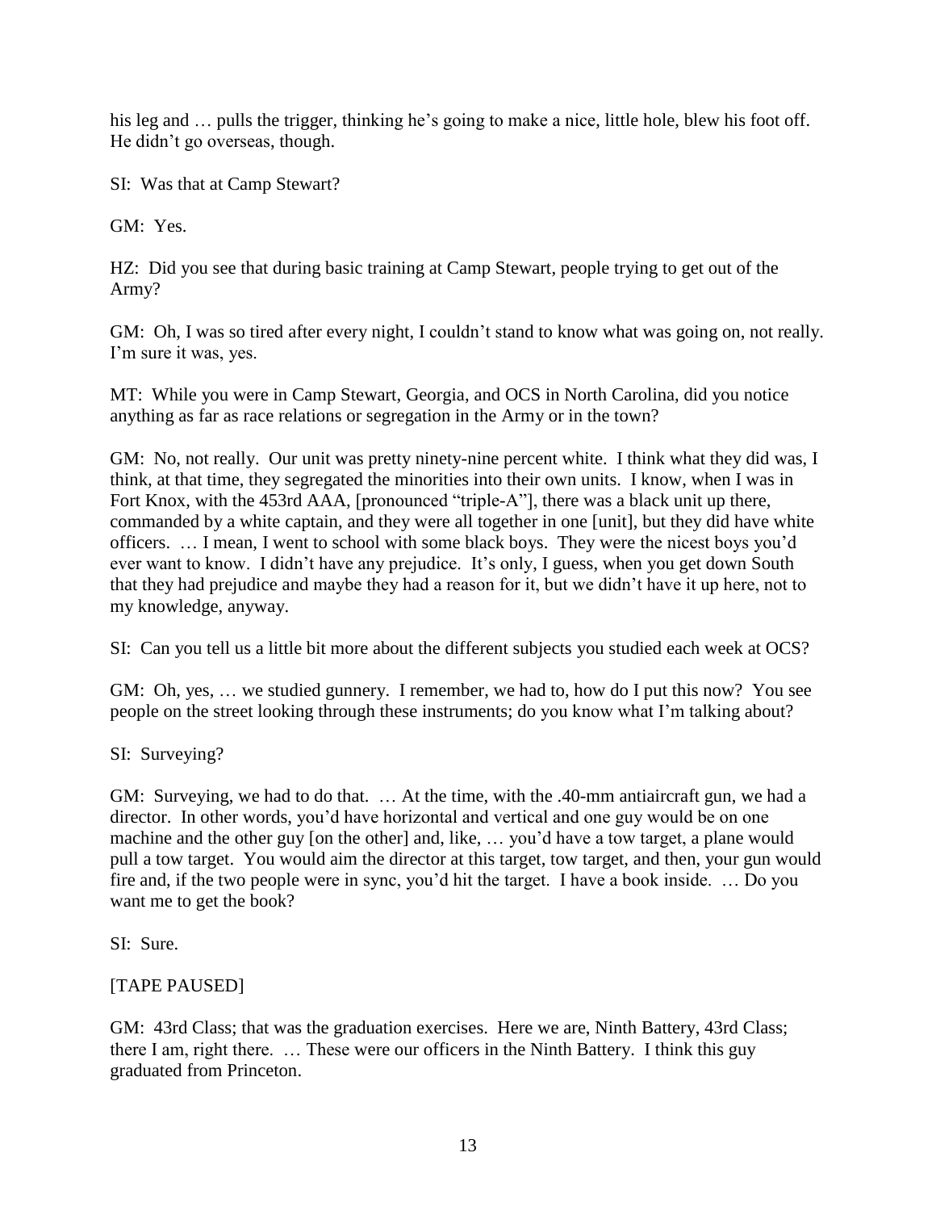his leg and … pulls the trigger, thinking he's going to make a nice, little hole, blew his foot off. He didn't go overseas, though.

SI: Was that at Camp Stewart?

GM: Yes.

HZ: Did you see that during basic training at Camp Stewart, people trying to get out of the Army?

GM: Oh, I was so tired after every night, I couldn't stand to know what was going on, not really. I'm sure it was, yes.

MT: While you were in Camp Stewart, Georgia, and OCS in North Carolina, did you notice anything as far as race relations or segregation in the Army or in the town?

GM: No, not really. Our unit was pretty ninety-nine percent white. I think what they did was, I think, at that time, they segregated the minorities into their own units. I know, when I was in Fort Knox, with the 453rd AAA, [pronounced "triple-A"], there was a black unit up there, commanded by a white captain, and they were all together in one [unit], but they did have white officers. … I mean, I went to school with some black boys. They were the nicest boys you'd ever want to know. I didn't have any prejudice. It's only, I guess, when you get down South that they had prejudice and maybe they had a reason for it, but we didn't have it up here, not to my knowledge, anyway.

SI: Can you tell us a little bit more about the different subjects you studied each week at OCS?

GM: Oh, yes, … we studied gunnery. I remember, we had to, how do I put this now? You see people on the street looking through these instruments; do you know what I'm talking about?

SI: Surveying?

GM: Surveying, we had to do that. … At the time, with the .40-mm antiaircraft gun, we had a director. In other words, you'd have horizontal and vertical and one guy would be on one machine and the other guy [on the other] and, like, … you'd have a tow target, a plane would pull a tow target. You would aim the director at this target, tow target, and then, your gun would fire and, if the two people were in sync, you'd hit the target. I have a book inside. … Do you want me to get the book?

SI: Sure.

[TAPE PAUSED]

GM: 43rd Class; that was the graduation exercises. Here we are, Ninth Battery, 43rd Class; there I am, right there. … These were our officers in the Ninth Battery. I think this guy graduated from Princeton.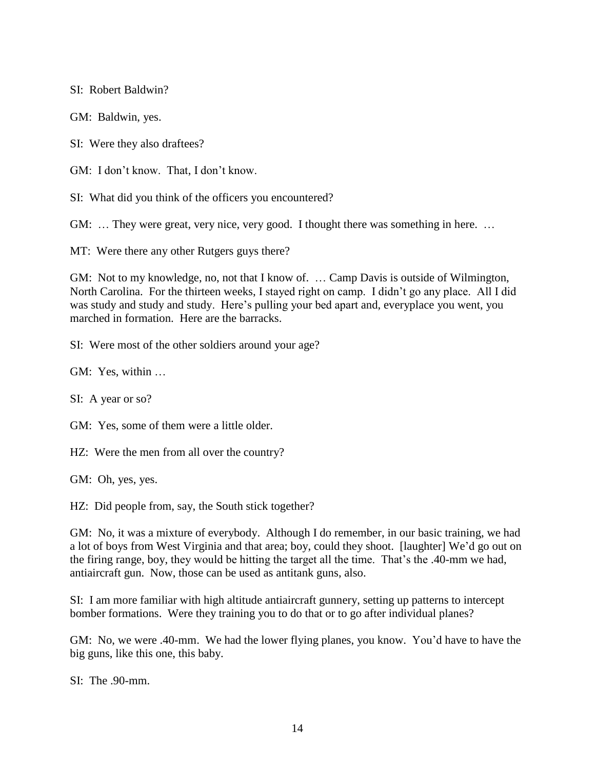SI: Robert Baldwin?

GM: Baldwin, yes.

SI: Were they also draftees?

GM: I don't know. That, I don't know.

SI: What did you think of the officers you encountered?

GM: … They were great, very nice, very good. I thought there was something in here. …

MT: Were there any other Rutgers guys there?

GM: Not to my knowledge, no, not that I know of. … Camp Davis is outside of Wilmington, North Carolina. For the thirteen weeks, I stayed right on camp. I didn't go any place. All I did was study and study and study. Here's pulling your bed apart and, everyplace you went, you marched in formation. Here are the barracks.

SI: Were most of the other soldiers around your age?

GM: Yes, within …

SI: A year or so?

GM: Yes, some of them were a little older.

HZ: Were the men from all over the country?

GM: Oh, yes, yes.

HZ: Did people from, say, the South stick together?

GM: No, it was a mixture of everybody. Although I do remember, in our basic training, we had a lot of boys from West Virginia and that area; boy, could they shoot. [laughter] We'd go out on the firing range, boy, they would be hitting the target all the time. That's the .40-mm we had, antiaircraft gun. Now, those can be used as antitank guns, also.

SI: I am more familiar with high altitude antiaircraft gunnery, setting up patterns to intercept bomber formations. Were they training you to do that or to go after individual planes?

GM: No, we were .40-mm. We had the lower flying planes, you know. You'd have to have the big guns, like this one, this baby.

SI: The .90-mm.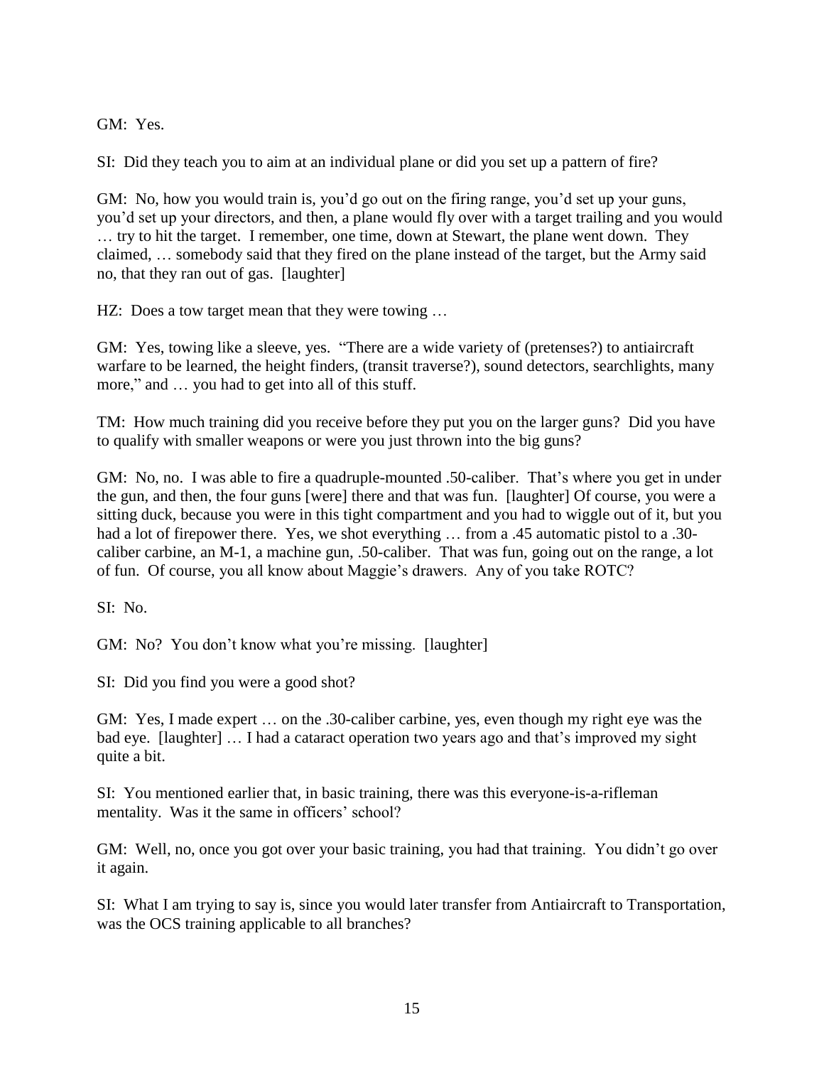GM: Yes.

SI: Did they teach you to aim at an individual plane or did you set up a pattern of fire?

GM: No, how you would train is, you'd go out on the firing range, you'd set up your guns, you'd set up your directors, and then, a plane would fly over with a target trailing and you would … try to hit the target. I remember, one time, down at Stewart, the plane went down. They claimed, … somebody said that they fired on the plane instead of the target, but the Army said no, that they ran out of gas. [laughter]

HZ: Does a tow target mean that they were towing …

GM: Yes, towing like a sleeve, yes. "There are a wide variety of (pretenses?) to antiaircraft warfare to be learned, the height finders, (transit traverse?), sound detectors, searchlights, many more," and … you had to get into all of this stuff.

TM: How much training did you receive before they put you on the larger guns? Did you have to qualify with smaller weapons or were you just thrown into the big guns?

GM: No, no. I was able to fire a quadruple-mounted .50-caliber. That's where you get in under the gun, and then, the four guns [were] there and that was fun. [laughter] Of course, you were a sitting duck, because you were in this tight compartment and you had to wiggle out of it, but you had a lot of firepower there. Yes, we shot everything … from a .45 automatic pistol to a .30-caliber carbine, an M-1, a machine gun, .50-caliber. That was fun, going out on the range, a lot of fun. Of course, you all know about Maggie's drawers. Any of you take ROTC?

SI: No.

GM: No? You don't know what you're missing. [laughter]

SI: Did you find you were a good shot?

GM: Yes, I made expert … on the .30-caliber carbine, yes, even though my right eye was the bad eye. [laughter] … I had a cataract operation two years ago and that's improved my sight quite a bit.

SI: You mentioned earlier that, in basic training, there was this everyone-is-a-rifleman mentality. Was it the same in officers' school?

GM: Well, no, once you got over your basic training, you had that training. You didn't go over it again.

SI: What I am trying to say is, since you would later transfer from Antiaircraft to Transportation, was the OCS training applicable to all branches?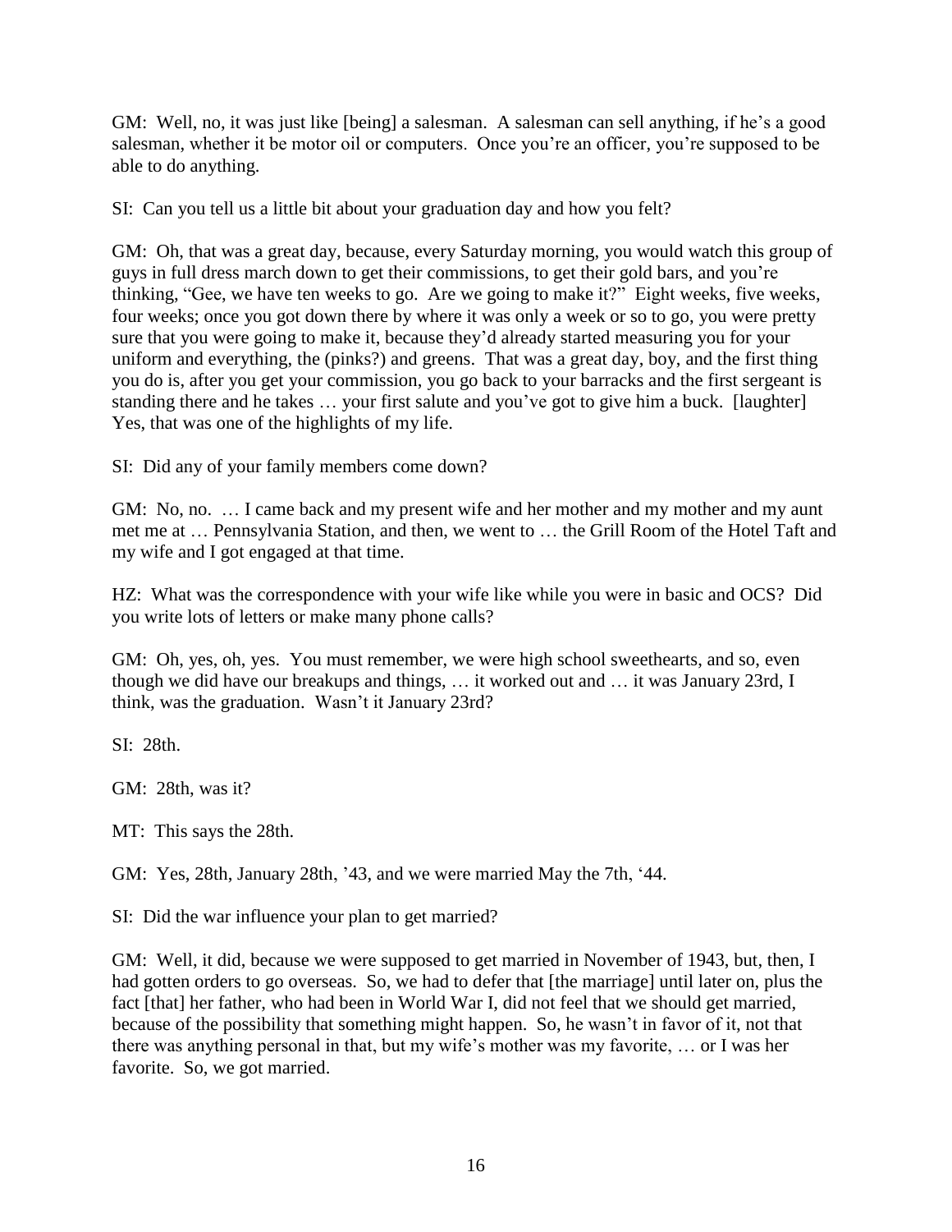GM: Well, no, it was just like [being] a salesman. A salesman can sell anything, if he's a good salesman, whether it be motor oil or computers. Once you're an officer, you're supposed to be able to do anything.

SI: Can you tell us a little bit about your graduation day and how you felt?

GM: Oh, that was a great day, because, every Saturday morning, you would watch this group of guys in full dress march down to get their commissions, to get their gold bars, and you're thinking, "Gee, we have ten weeks to go. Are we going to make it?" Eight weeks, five weeks, four weeks; once you got down there by where it was only a week or so to go, you were pretty sure that you were going to make it, because they'd already started measuring you for your uniform and everything, the (pinks?) and greens. That was a great day, boy, and the first thing you do is, after you get your commission, you go back to your barracks and the first sergeant is standing there and he takes … your first salute and you've got to give him a buck. [laughter] Yes, that was one of the highlights of my life.

SI: Did any of your family members come down?

GM: No, no. … I came back and my present wife and her mother and my mother and my aunt met me at … Pennsylvania Station, and then, we went to … the Grill Room of the Hotel Taft and my wife and I got engaged at that time.

HZ: What was the correspondence with your wife like while you were in basic and OCS? Did you write lots of letters or make many phone calls?

GM: Oh, yes, oh, yes. You must remember, we were high school sweethearts, and so, even though we did have our breakups and things, … it worked out and … it was January 23rd, I think, was the graduation. Wasn't it January 23rd?

SI: 28th.

GM: 28th, was it?

MT: This says the 28th.

GM: Yes, 28th, January 28th, '43, and we were married May the 7th, '44.

SI: Did the war influence your plan to get married?

GM: Well, it did, because we were supposed to get married in November of 1943, but, then, I had gotten orders to go overseas. So, we had to defer that [the marriage] until later on, plus the fact [that] her father, who had been in World War I, did not feel that we should get married, because of the possibility that something might happen. So, he wasn't in favor of it, not that there was anything personal in that, but my wife's mother was my favorite, … or I was her favorite. So, we got married.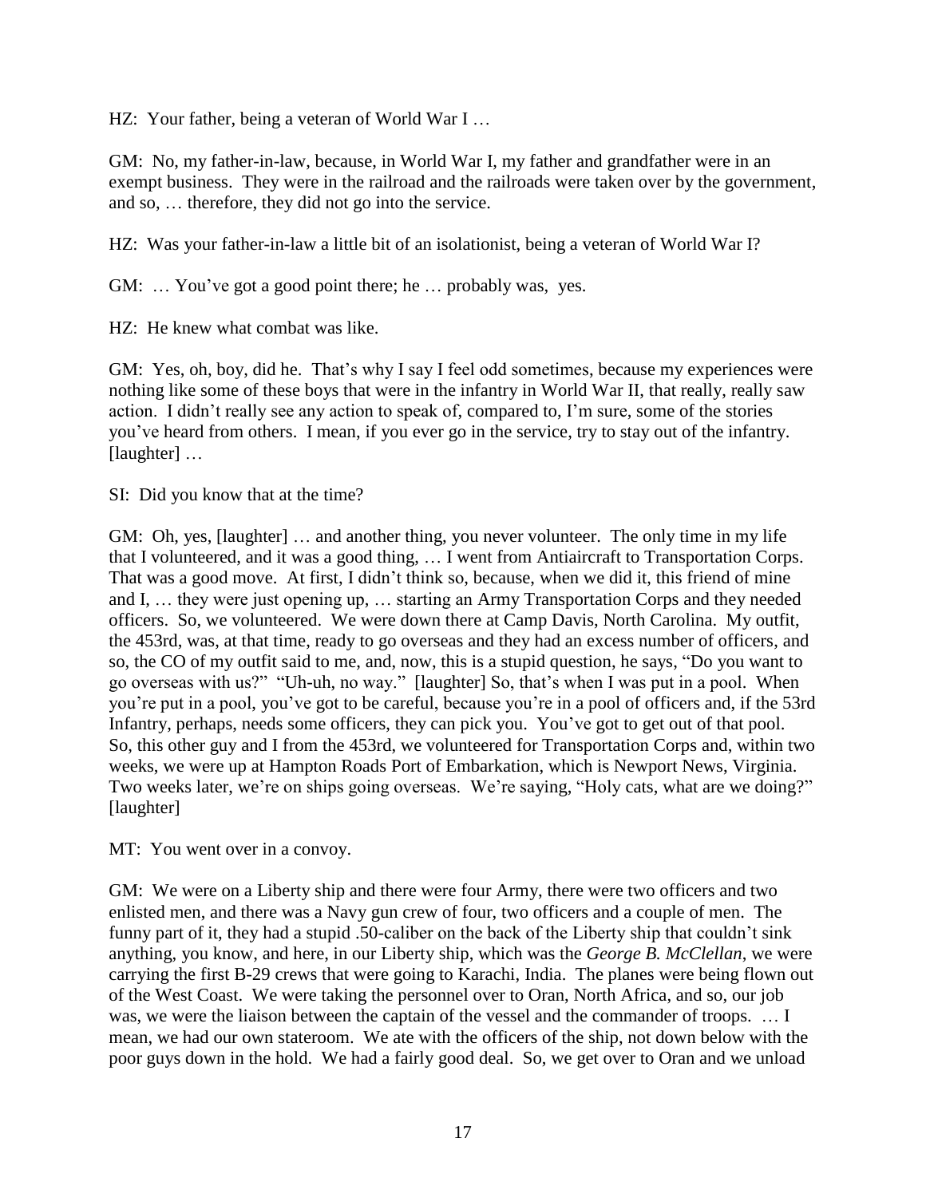HZ: Your father, being a veteran of World War I …

GM: No, my father-in-law, because, in World War I, my father and grandfather were in an exempt business. They were in the railroad and the railroads were taken over by the government, and so, … therefore, they did not go into the service.

HZ: Was your father-in-law a little bit of an isolationist, being a veteran of World War I?

GM: … You've got a good point there; he … probably was, yes.

HZ: He knew what combat was like.

GM: Yes, oh, boy, did he. That's why I say I feel odd sometimes, because my experiences were nothing like some of these boys that were in the infantry in World War II, that really, really saw action. I didn't really see any action to speak of, compared to, I'm sure, some of the stories you've heard from others. I mean, if you ever go in the service, try to stay out of the infantry. [laughter] …

SI: Did you know that at the time?

GM: Oh, yes, [laughter] … and another thing, you never volunteer. The only time in my life that I volunteered, and it was a good thing, … I went from Antiaircraft to Transportation Corps. That was a good move. At first, I didn't think so, because, when we did it, this friend of mine and I, … they were just opening up, … starting an Army Transportation Corps and they needed officers. So, we volunteered. We were down there at Camp Davis, North Carolina. My outfit, the 453rd, was, at that time, ready to go overseas and they had an excess number of officers, and so, the CO of my outfit said to me, and, now, this is a stupid question, he says, "Do you want to go overseas with us?" "Uh-uh, no way." [laughter] So, that's when I was put in a pool. When you're put in a pool, you've got to be careful, because you're in a pool of officers and, if the 53rd Infantry, perhaps, needs some officers, they can pick you. You've got to get out of that pool. So, this other guy and I from the 453rd, we volunteered for Transportation Corps and, within two weeks, we were up at Hampton Roads Port of Embarkation, which is Newport News, Virginia. Two weeks later, we're on ships going overseas. We're saying, "Holy cats, what are we doing?" [laughter]

MT: You went over in a convoy.

GM: We were on a Liberty ship and there were four Army, there were two officers and two enlisted men, and there was a Navy gun crew of four, two officers and a couple of men. The funny part of it, they had a stupid .50-caliber on the back of the Liberty ship that couldn't sink anything, you know, and here, in our Liberty ship, which was the *George B. McClellan*, we were carrying the first B-29 crews that were going to Karachi, India. The planes were being flown out of the West Coast. We were taking the personnel over to Oran, North Africa, and so, our job was, we were the liaison between the captain of the vessel and the commander of troops. … I mean, we had our own stateroom. We ate with the officers of the ship, not down below with the poor guys down in the hold. We had a fairly good deal. So, we get over to Oran and we unload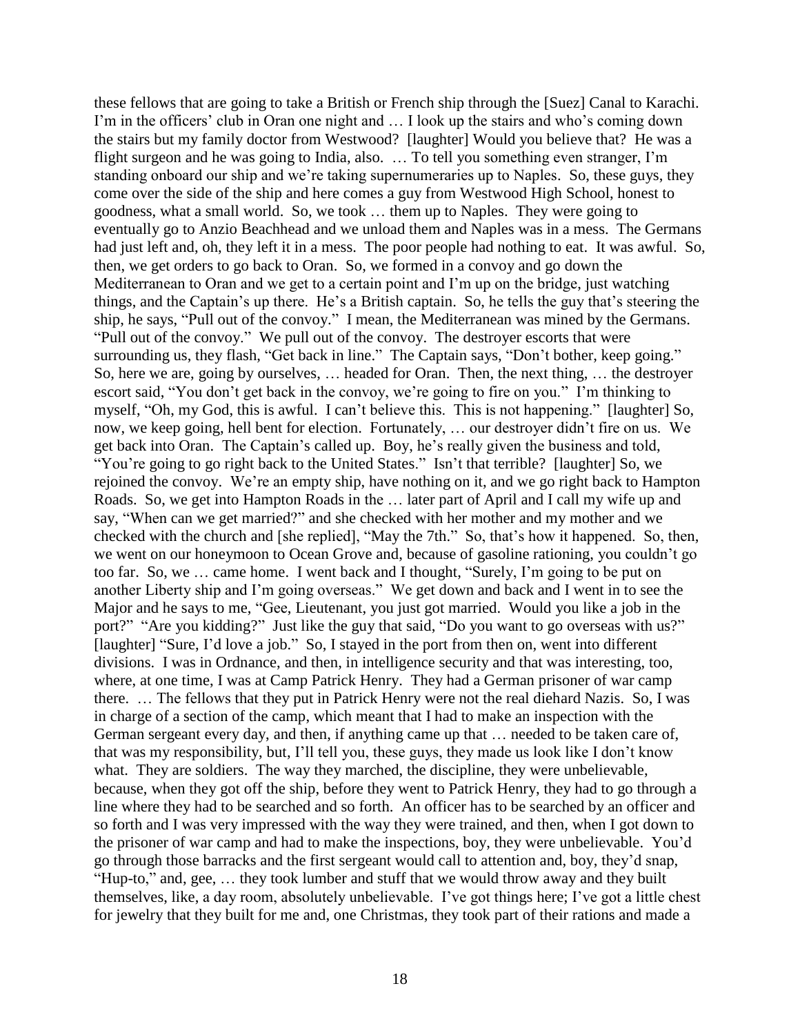these fellows that are going to take a British or French ship through the [Suez] Canal to Karachi. I'm in the officers' club in Oran one night and … I look up the stairs and who's coming down the stairs but my family doctor from Westwood? [laughter] Would you believe that? He was a flight surgeon and he was going to India, also. … To tell you something even stranger, I'm standing onboard our ship and we're taking supernumeraries up to Naples. So, these guys, they come over the side of the ship and here comes a guy from Westwood High School, honest to goodness, what a small world. So, we took … them up to Naples. They were going to eventually go to Anzio Beachhead and we unload them and Naples was in a mess. The Germans had just left and, oh, they left it in a mess. The poor people had nothing to eat. It was awful. So, then, we get orders to go back to Oran. So, we formed in a convoy and go down the Mediterranean to Oran and we get to a certain point and I'm up on the bridge, just watching things, and the Captain's up there. He's a British captain. So, he tells the guy that's steering the ship, he says, "Pull out of the convoy." I mean, the Mediterranean was mined by the Germans. "Pull out of the convoy." We pull out of the convoy. The destroyer escorts that were surrounding us, they flash, "Get back in line." The Captain says, "Don't bother, keep going." So, here we are, going by ourselves, … headed for Oran. Then, the next thing, … the destroyer escort said, "You don't get back in the convoy, we're going to fire on you." I'm thinking to myself, "Oh, my God, this is awful. I can't believe this. This is not happening." [laughter] So, now, we keep going, hell bent for election. Fortunately, … our destroyer didn't fire on us. We get back into Oran. The Captain's called up. Boy, he's really given the business and told, "You're going to go right back to the United States." Isn't that terrible? [laughter] So, we rejoined the convoy. We're an empty ship, have nothing on it, and we go right back to Hampton Roads. So, we get into Hampton Roads in the … later part of April and I call my wife up and say, "When can we get married?" and she checked with her mother and my mother and we checked with the church and [she replied], "May the 7th." So, that's how it happened. So, then, we went on our honeymoon to Ocean Grove and, because of gasoline rationing, you couldn't go too far. So, we … came home. I went back and I thought, "Surely, I'm going to be put on another Liberty ship and I'm going overseas." We get down and back and I went in to see the Major and he says to me, "Gee, Lieutenant, you just got married. Would you like a job in the port?" "Are you kidding?" Just like the guy that said, "Do you want to go overseas with us?" [laughter] "Sure, I'd love a job." So, I stayed in the port from then on, went into different divisions. I was in Ordnance, and then, in intelligence security and that was interesting, too, where, at one time, I was at Camp Patrick Henry. They had a German prisoner of war camp there. … The fellows that they put in Patrick Henry were not the real diehard Nazis. So, I was in charge of a section of the camp, which meant that I had to make an inspection with the German sergeant every day, and then, if anything came up that … needed to be taken care of, that was my responsibility, but, I'll tell you, these guys, they made us look like I don't know what. They are soldiers. The way they marched, the discipline, they were unbelievable, because, when they got off the ship, before they went to Patrick Henry, they had to go through a line where they had to be searched and so forth. An officer has to be searched by an officer and so forth and I was very impressed with the way they were trained, and then, when I got down to the prisoner of war camp and had to make the inspections, boy, they were unbelievable. You'd go through those barracks and the first sergeant would call to attention and, boy, they'd snap, "Hup-to," and, gee, … they took lumber and stuff that we would throw away and they built themselves, like, a day room, absolutely unbelievable. I've got things here; I've got a little chest for jewelry that they built for me and, one Christmas, they took part of their rations and made a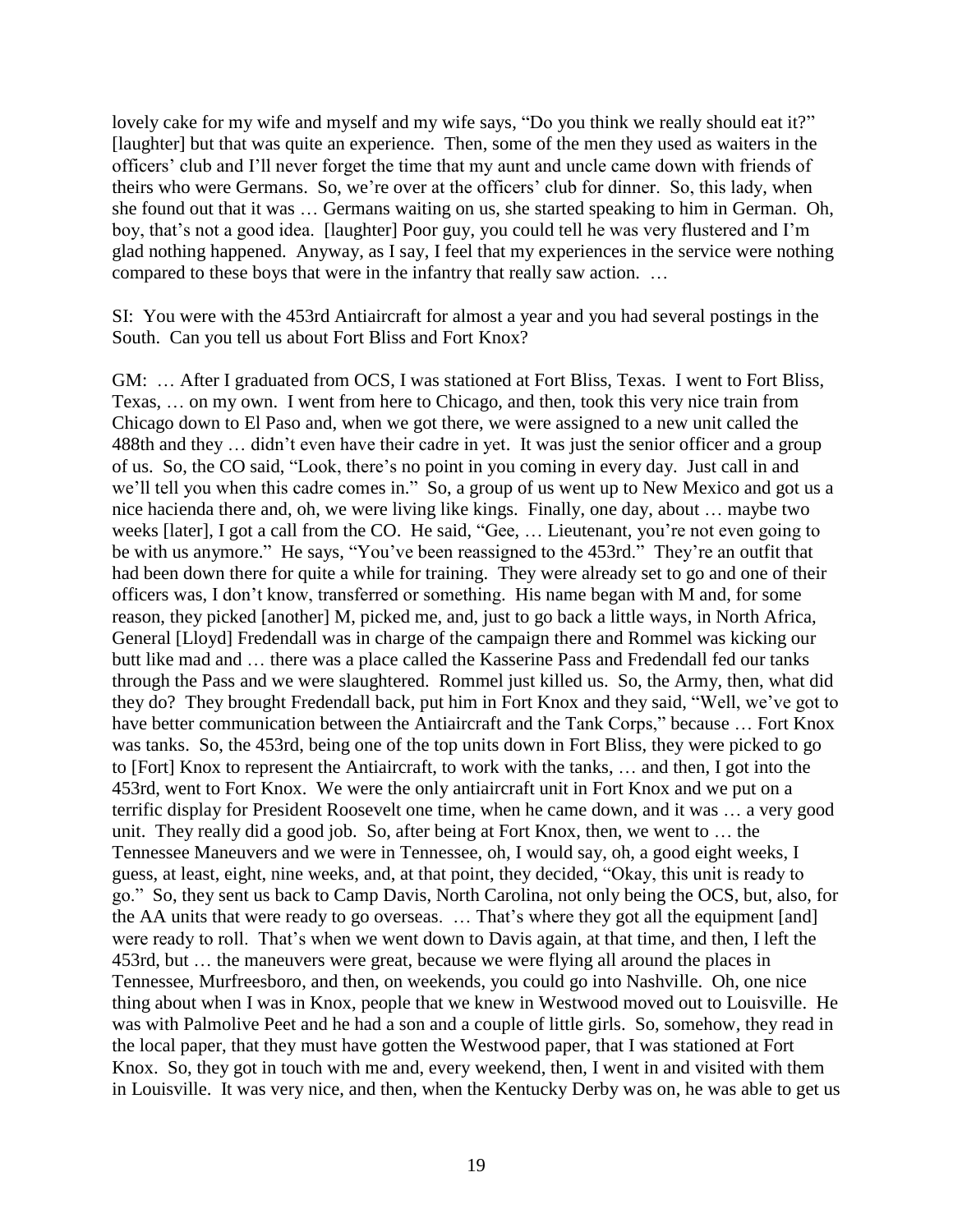lovely cake for my wife and myself and my wife says, "Do you think we really should eat it?" [laughter] but that was quite an experience. Then, some of the men they used as waiters in the officers' club and I'll never forget the time that my aunt and uncle came down with friends of theirs who were Germans. So, we're over at the officers' club for dinner. So, this lady, when she found out that it was … Germans waiting on us, she started speaking to him in German. Oh, boy, that's not a good idea. [laughter] Poor guy, you could tell he was very flustered and I'm glad nothing happened. Anyway, as I say, I feel that my experiences in the service were nothing compared to these boys that were in the infantry that really saw action. …

SI: You were with the 453rd Antiaircraft for almost a year and you had several postings in the South. Can you tell us about Fort Bliss and Fort Knox?

GM: … After I graduated from OCS, I was stationed at Fort Bliss, Texas. I went to Fort Bliss, Texas, … on my own. I went from here to Chicago, and then, took this very nice train from Chicago down to El Paso and, when we got there, we were assigned to a new unit called the 488th and they … didn't even have their cadre in yet. It was just the senior officer and a group of us. So, the CO said, "Look, there's no point in you coming in every day. Just call in and we'll tell you when this cadre comes in." So, a group of us went up to New Mexico and got us a nice hacienda there and, oh, we were living like kings. Finally, one day, about … maybe two weeks [later], I got a call from the CO. He said, "Gee, … Lieutenant, you're not even going to be with us anymore." He says, "You've been reassigned to the 453rd." They're an outfit that had been down there for quite a while for training. They were already set to go and one of their officers was, I don't know, transferred or something. His name began with M and, for some reason, they picked [another] M, picked me, and, just to go back a little ways, in North Africa, General [Lloyd] Fredendall was in charge of the campaign there and Rommel was kicking our butt like mad and … there was a place called the Kasserine Pass and Fredendall fed our tanks through the Pass and we were slaughtered. Rommel just killed us. So, the Army, then, what did they do? They brought Fredendall back, put him in Fort Knox and they said, "Well, we've got to have better communication between the Antiaircraft and the Tank Corps," because … Fort Knox was tanks. So, the 453rd, being one of the top units down in Fort Bliss, they were picked to go to [Fort] Knox to represent the Antiaircraft, to work with the tanks, … and then, I got into the 453rd, went to Fort Knox. We were the only antiaircraft unit in Fort Knox and we put on a terrific display for President Roosevelt one time, when he came down, and it was … a very good unit. They really did a good job. So, after being at Fort Knox, then, we went to … the Tennessee Maneuvers and we were in Tennessee, oh, I would say, oh, a good eight weeks, I guess, at least, eight, nine weeks, and, at that point, they decided, "Okay, this unit is ready to go." So, they sent us back to Camp Davis, North Carolina, not only being the OCS, but, also, for the AA units that were ready to go overseas. … That's where they got all the equipment [and] were ready to roll. That's when we went down to Davis again, at that time, and then, I left the 453rd, but … the maneuvers were great, because we were flying all around the places in Tennessee, Murfreesboro, and then, on weekends, you could go into Nashville. Oh, one nice thing about when I was in Knox, people that we knew in Westwood moved out to Louisville. He was with Palmolive Peet and he had a son and a couple of little girls. So, somehow, they read in the local paper, that they must have gotten the Westwood paper, that I was stationed at Fort Knox. So, they got in touch with me and, every weekend, then, I went in and visited with them in Louisville. It was very nice, and then, when the Kentucky Derby was on, he was able to get us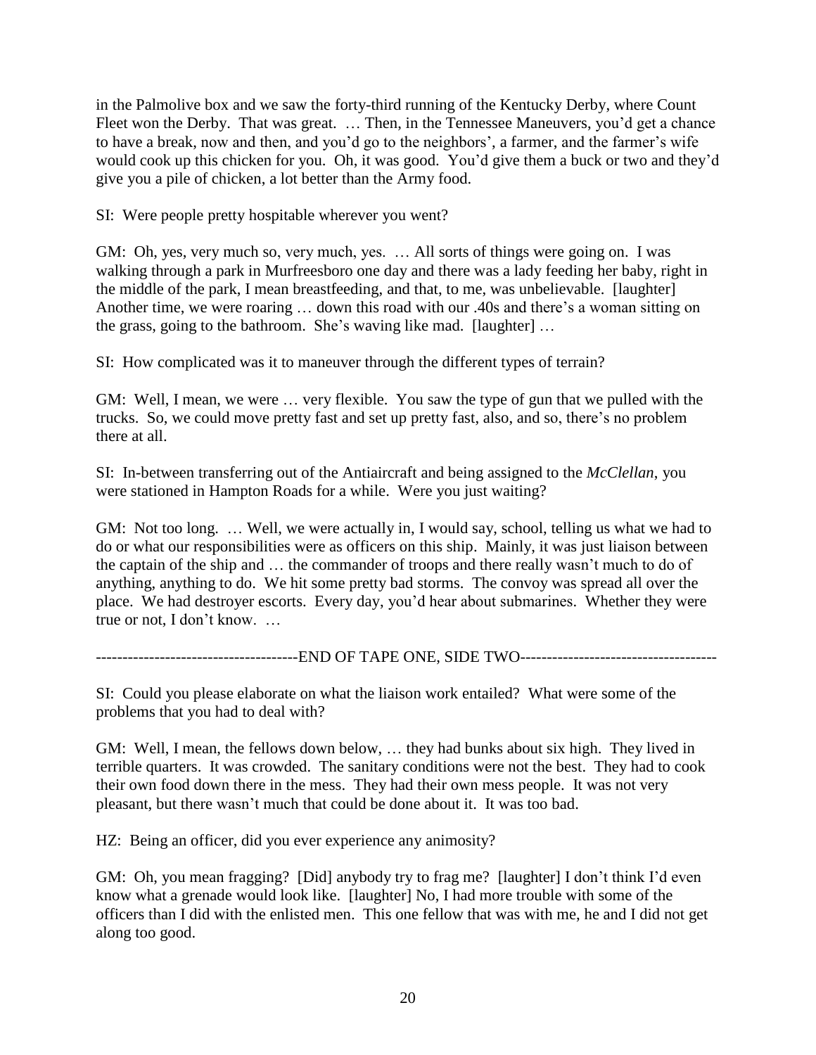in the Palmolive box and we saw the forty-third running of the Kentucky Derby, where Count Fleet won the Derby. That was great. … Then, in the Tennessee Maneuvers, you'd get a chance to have a break, now and then, and you'd go to the neighbors', a farmer, and the farmer's wife would cook up this chicken for you. Oh, it was good. You'd give them a buck or two and they'd give you a pile of chicken, a lot better than the Army food.

SI: Were people pretty hospitable wherever you went?

GM: Oh, yes, very much so, very much, yes. … All sorts of things were going on. I was walking through a park in Murfreesboro one day and there was a lady feeding her baby, right in the middle of the park, I mean breastfeeding, and that, to me, was unbelievable. [laughter] Another time, we were roaring … down this road with our .40s and there's a woman sitting on the grass, going to the bathroom. She's waving like mad. [laughter] …

SI: How complicated was it to maneuver through the different types of terrain?

GM: Well, I mean, we were … very flexible. You saw the type of gun that we pulled with the trucks. So, we could move pretty fast and set up pretty fast, also, and so, there's no problem there at all.

SI: In-between transferring out of the Antiaircraft and being assigned to the *McClellan*, you were stationed in Hampton Roads for a while. Were you just waiting?

GM: Not too long. … Well, we were actually in, I would say, school, telling us what we had to do or what our responsibilities were as officers on this ship. Mainly, it was just liaison between the captain of the ship and … the commander of troops and there really wasn't much to do of anything, anything to do. We hit some pretty bad storms. The convoy was spread all over the place. We had destroyer escorts. Every day, you'd hear about submarines. Whether they were true or not, I don't know. …

-------------------------------------END OF TAPE ONE, SIDE TWO-------------------------------------

SI: Could you please elaborate on what the liaison work entailed? What were some of the problems that you had to deal with?

GM: Well, I mean, the fellows down below, … they had bunks about six high. They lived in terrible quarters. It was crowded. The sanitary conditions were not the best. They had to cook their own food down there in the mess. They had their own mess people. It was not very pleasant, but there wasn't much that could be done about it. It was too bad.

HZ: Being an officer, did you ever experience any animosity?

GM: Oh, you mean fragging? [Did] anybody try to frag me? [laughter] I don't think I'd even know what a grenade would look like. [laughter] No, I had more trouble with some of the officers than I did with the enlisted men. This one fellow that was with me, he and I did not get along too good.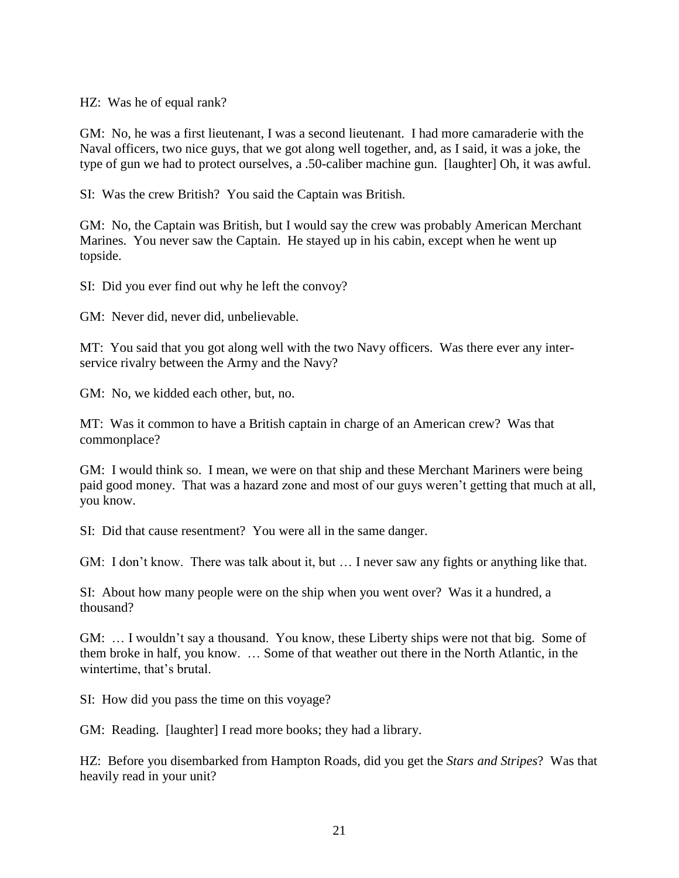HZ: Was he of equal rank?

GM: No, he was a first lieutenant, I was a second lieutenant. I had more camaraderie with the Naval officers, two nice guys, that we got along well together, and, as I said, it was a joke, the type of gun we had to protect ourselves, a .50-caliber machine gun. [laughter] Oh, it was awful.

SI: Was the crew British? You said the Captain was British.

GM: No, the Captain was British, but I would say the crew was probably American Merchant Marines. You never saw the Captain. He stayed up in his cabin, except when he went up topside.

SI: Did you ever find out why he left the convoy?

GM: Never did, never did, unbelievable.

MT: You said that you got along well with the two Navy officers. Was there ever any inter-service rivalry between the Army and the Navy?

GM: No, we kidded each other, but, no.

MT: Was it common to have a British captain in charge of an American crew? Was that commonplace?

GM: I would think so. I mean, we were on that ship and these Merchant Mariners were being paid good money. That was a hazard zone and most of our guys weren't getting that much at all, you know.

SI: Did that cause resentment? You were all in the same danger.

GM: I don't know. There was talk about it, but … I never saw any fights or anything like that.

SI: About how many people were on the ship when you went over? Was it a hundred, a thousand?

GM: … I wouldn't say a thousand. You know, these Liberty ships were not that big. Some of them broke in half, you know. … Some of that weather out there in the North Atlantic, in the wintertime, that's brutal.

SI: How did you pass the time on this voyage?

GM: Reading. [laughter] I read more books; they had a library.

HZ: Before you disembarked from Hampton Roads, did you get the *Stars and Stripes*? Was that heavily read in your unit?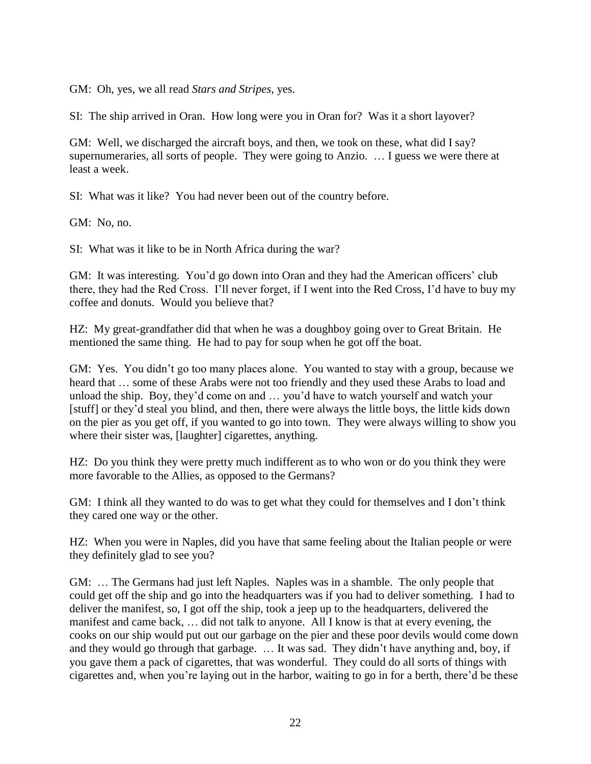GM: Oh, yes, we all read *Stars and Stripes*, yes.

SI: The ship arrived in Oran. How long were you in Oran for? Was it a short layover?

GM: Well, we discharged the aircraft boys, and then, we took on these, what did I say? supernumeraries, all sorts of people. They were going to Anzio. … I guess we were there at least a week.

SI: What was it like? You had never been out of the country before.

GM: No, no.

SI: What was it like to be in North Africa during the war?

GM: It was interesting. You'd go down into Oran and they had the American officers' club there, they had the Red Cross. I'll never forget, if I went into the Red Cross, I'd have to buy my coffee and donuts. Would you believe that?

HZ: My great-grandfather did that when he was a doughboy going over to Great Britain. He mentioned the same thing. He had to pay for soup when he got off the boat.

GM: Yes. You didn't go too many places alone. You wanted to stay with a group, because we heard that … some of these Arabs were not too friendly and they used these Arabs to load and unload the ship. Boy, they'd come on and … you'd have to watch yourself and watch your [stuff] or they'd steal you blind, and then, there were always the little boys, the little kids down on the pier as you get off, if you wanted to go into town. They were always willing to show you where their sister was, [laughter] cigarettes, anything.

HZ: Do you think they were pretty much indifferent as to who won or do you think they were more favorable to the Allies, as opposed to the Germans?

GM: I think all they wanted to do was to get what they could for themselves and I don't think they cared one way or the other.

HZ: When you were in Naples, did you have that same feeling about the Italian people or were they definitely glad to see you?

GM: … The Germans had just left Naples. Naples was in a shamble. The only people that could get off the ship and go into the headquarters was if you had to deliver something. I had to deliver the manifest, so, I got off the ship, took a jeep up to the headquarters, delivered the manifest and came back, … did not talk to anyone. All I know is that at every evening, the cooks on our ship would put out our garbage on the pier and these poor devils would come down and they would go through that garbage. … It was sad. They didn't have anything and, boy, if you gave them a pack of cigarettes, that was wonderful. They could do all sorts of things with cigarettes and, when you're laying out in the harbor, waiting to go in for a berth, there'd be these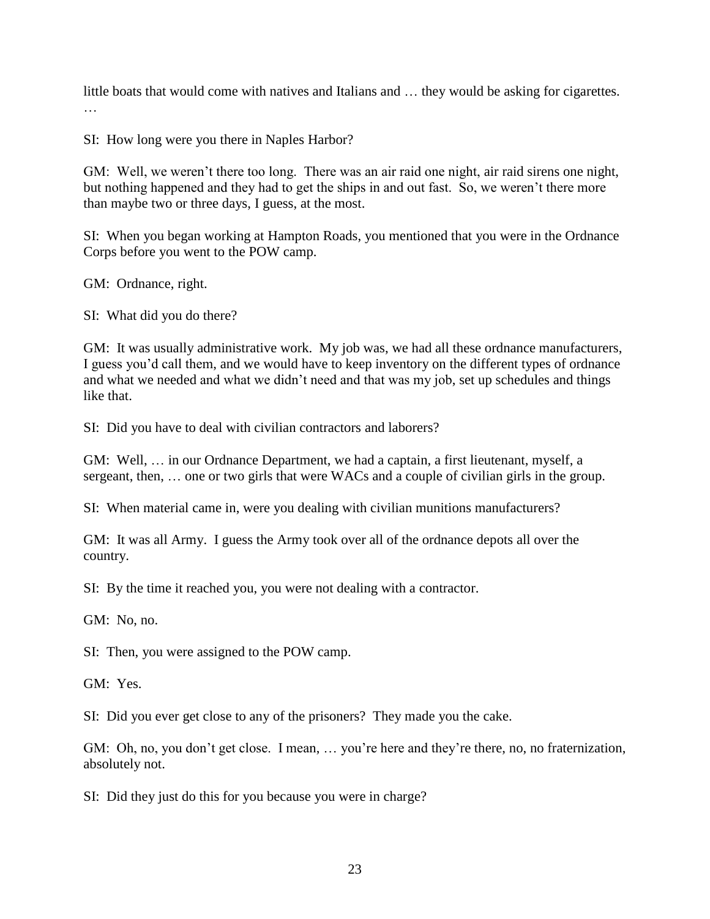little boats that would come with natives and Italians and … they would be asking for cigarettes. …

SI: How long were you there in Naples Harbor?

GM: Well, we weren't there too long. There was an air raid one night, air raid sirens one night, but nothing happened and they had to get the ships in and out fast. So, we weren't there more than maybe two or three days, I guess, at the most.

SI: When you began working at Hampton Roads, you mentioned that you were in the Ordnance Corps before you went to the POW camp.

GM: Ordnance, right.

SI: What did you do there?

GM: It was usually administrative work. My job was, we had all these ordnance manufacturers, I guess you'd call them, and we would have to keep inventory on the different types of ordnance and what we needed and what we didn't need and that was my job, set up schedules and things like that.

SI: Did you have to deal with civilian contractors and laborers?

GM: Well, … in our Ordnance Department, we had a captain, a first lieutenant, myself, a sergeant, then, … one or two girls that were WACs and a couple of civilian girls in the group.

SI: When material came in, were you dealing with civilian munitions manufacturers?

GM: It was all Army. I guess the Army took over all of the ordnance depots all over the country.

SI: By the time it reached you, you were not dealing with a contractor.

GM: No, no.

SI: Then, you were assigned to the POW camp.

GM: Yes.

SI: Did you ever get close to any of the prisoners? They made you the cake.

GM: Oh, no, you don't get close. I mean, … you're here and they're there, no, no fraternization, absolutely not.

SI: Did they just do this for you because you were in charge?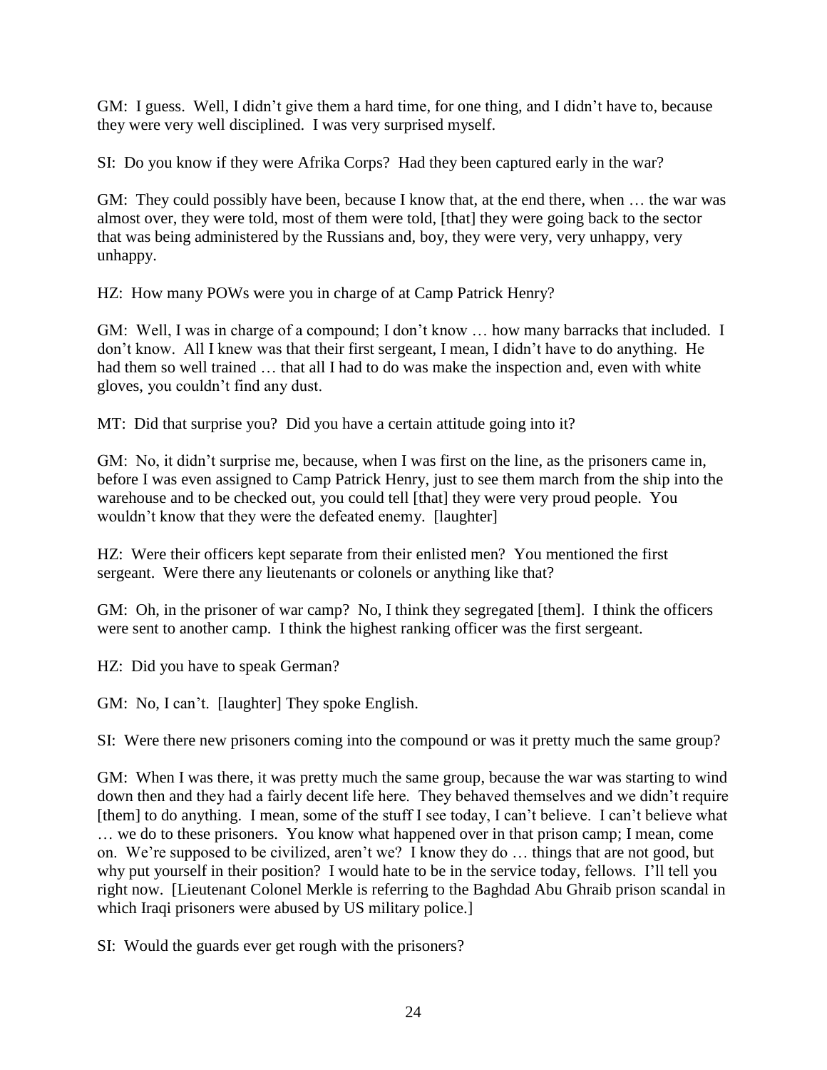GM: I guess. Well, I didn't give them a hard time, for one thing, and I didn't have to, because they were very well disciplined. I was very surprised myself.

SI: Do you know if they were Afrika Corps? Had they been captured early in the war?

GM: They could possibly have been, because I know that, at the end there, when … the war was almost over, they were told, most of them were told, [that] they were going back to the sector that was being administered by the Russians and, boy, they were very, very unhappy, very unhappy.

HZ: How many POWs were you in charge of at Camp Patrick Henry?

GM: Well, I was in charge of a compound; I don't know … how many barracks that included. I don't know. All I knew was that their first sergeant, I mean, I didn't have to do anything. He had them so well trained … that all I had to do was make the inspection and, even with white gloves, you couldn't find any dust.

MT: Did that surprise you? Did you have a certain attitude going into it?

GM: No, it didn't surprise me, because, when I was first on the line, as the prisoners came in, before I was even assigned to Camp Patrick Henry, just to see them march from the ship into the warehouse and to be checked out, you could tell [that] they were very proud people. You wouldn't know that they were the defeated enemy. [laughter]

HZ: Were their officers kept separate from their enlisted men? You mentioned the first sergeant. Were there any lieutenants or colonels or anything like that?

GM: Oh, in the prisoner of war camp? No, I think they segregated [them]. I think the officers were sent to another camp. I think the highest ranking officer was the first sergeant.

HZ: Did you have to speak German?

GM: No, I can't. [laughter] They spoke English.

SI: Were there new prisoners coming into the compound or was it pretty much the same group?

GM: When I was there, it was pretty much the same group, because the war was starting to wind down then and they had a fairly decent life here. They behaved themselves and we didn't require [them] to do anything. I mean, some of the stuff I see today, I can't believe. I can't believe what … we do to these prisoners. You know what happened over in that prison camp; I mean, come on. We're supposed to be civilized, aren't we? I know they do … things that are not good, but why put yourself in their position? I would hate to be in the service today, fellows. I'll tell you right now. [Lieutenant Colonel Merkle is referring to the Baghdad Abu Ghraib prison scandal in which Iraqi prisoners were abused by US military police.]

SI: Would the guards ever get rough with the prisoners?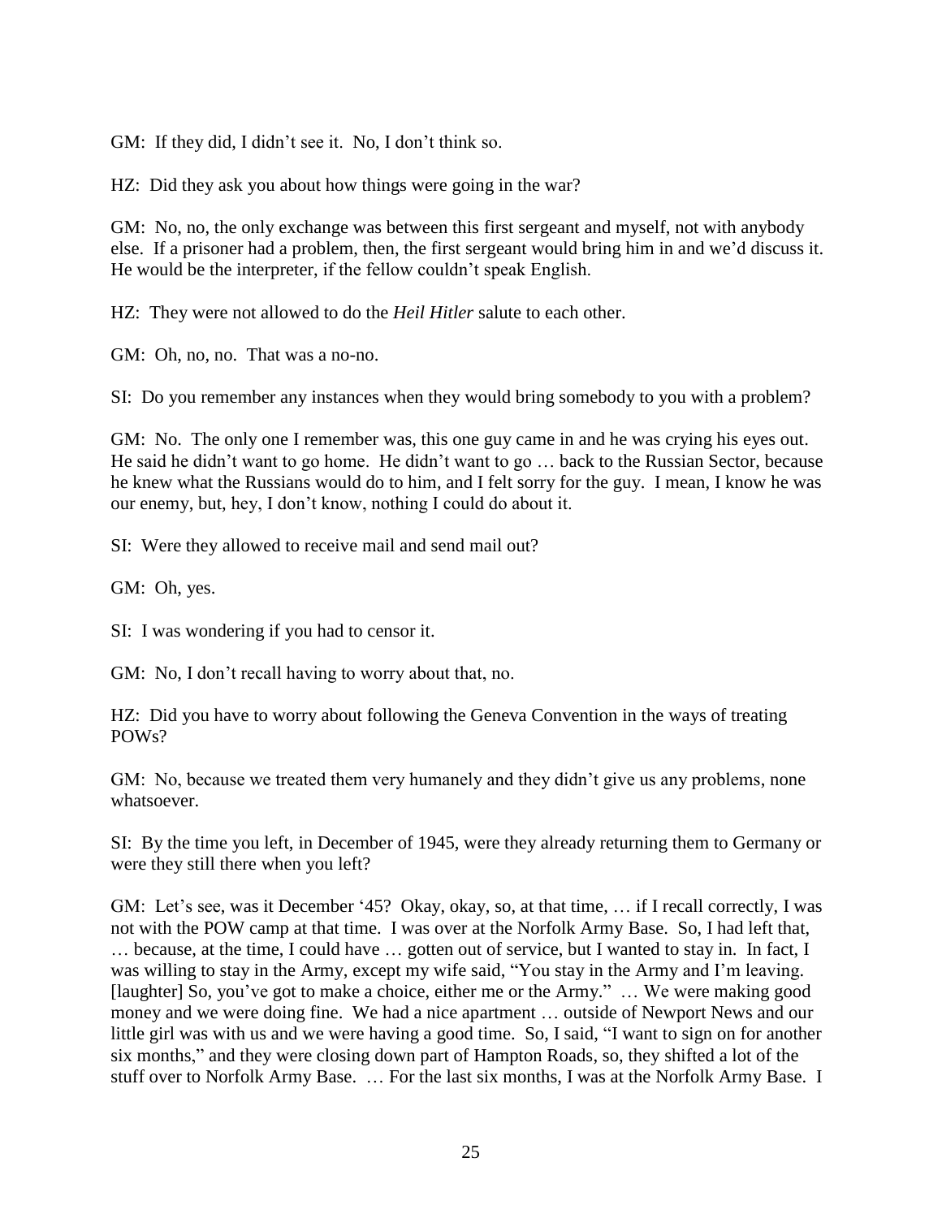GM: If they did, I didn't see it. No, I don't think so.

HZ: Did they ask you about how things were going in the war?

GM: No, no, the only exchange was between this first sergeant and myself, not with anybody else. If a prisoner had a problem, then, the first sergeant would bring him in and we'd discuss it. He would be the interpreter, if the fellow couldn't speak English.

HZ: They were not allowed to do the *Heil Hitler* salute to each other.

GM: Oh, no, no. That was a no-no.

SI: Do you remember any instances when they would bring somebody to you with a problem?

GM: No. The only one I remember was, this one guy came in and he was crying his eyes out. He said he didn't want to go home. He didn't want to go … back to the Russian Sector, because he knew what the Russians would do to him, and I felt sorry for the guy. I mean, I know he was our enemy, but, hey, I don't know, nothing I could do about it.

SI: Were they allowed to receive mail and send mail out?

GM: Oh, yes.

SI: I was wondering if you had to censor it.

GM: No, I don't recall having to worry about that, no.

HZ: Did you have to worry about following the Geneva Convention in the ways of treating POWs?

GM: No, because we treated them very humanely and they didn't give us any problems, none whatsoever.

SI: By the time you left, in December of 1945, were they already returning them to Germany or were they still there when you left?

GM: Let's see, was it December '45? Okay, okay, so, at that time, … if I recall correctly, I was not with the POW camp at that time. I was over at the Norfolk Army Base. So, I had left that, … because, at the time, I could have … gotten out of service, but I wanted to stay in. In fact, I was willing to stay in the Army, except my wife said, "You stay in the Army and I'm leaving. [laughter] So, you've got to make a choice, either me or the Army." … We were making good money and we were doing fine. We had a nice apartment … outside of Newport News and our little girl was with us and we were having a good time. So, I said, "I want to sign on for another six months," and they were closing down part of Hampton Roads, so, they shifted a lot of the stuff over to Norfolk Army Base. … For the last six months, I was at the Norfolk Army Base. I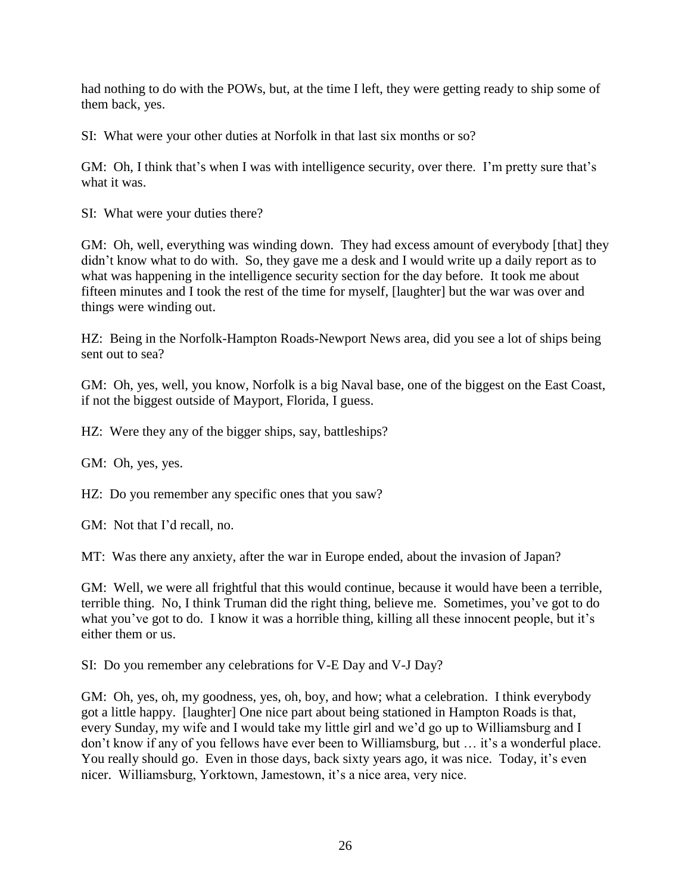had nothing to do with the POWs, but, at the time I left, they were getting ready to ship some of them back, yes.

SI: What were your other duties at Norfolk in that last six months or so?

GM: Oh, I think that's when I was with intelligence security, over there. I'm pretty sure that's what it was.

SI: What were your duties there?

GM: Oh, well, everything was winding down. They had excess amount of everybody [that] they didn't know what to do with. So, they gave me a desk and I would write up a daily report as to what was happening in the intelligence security section for the day before. It took me about fifteen minutes and I took the rest of the time for myself, [laughter] but the war was over and things were winding out.

HZ: Being in the Norfolk-Hampton Roads-Newport News area, did you see a lot of ships being sent out to sea?

GM: Oh, yes, well, you know, Norfolk is a big Naval base, one of the biggest on the East Coast, if not the biggest outside of Mayport, Florida, I guess.

HZ: Were they any of the bigger ships, say, battleships?

GM: Oh, yes, yes.

HZ: Do you remember any specific ones that you saw?

GM: Not that I'd recall, no.

MT: Was there any anxiety, after the war in Europe ended, about the invasion of Japan?

GM: Well, we were all frightful that this would continue, because it would have been a terrible, terrible thing. No, I think Truman did the right thing, believe me. Sometimes, you've got to do what you've got to do. I know it was a horrible thing, killing all these innocent people, but it's either them or us.

SI: Do you remember any celebrations for V-E Day and V-J Day?

GM: Oh, yes, oh, my goodness, yes, oh, boy, and how; what a celebration. I think everybody got a little happy. [laughter] One nice part about being stationed in Hampton Roads is that, every Sunday, my wife and I would take my little girl and we'd go up to Williamsburg and I don't know if any of you fellows have ever been to Williamsburg, but … it's a wonderful place. You really should go. Even in those days, back sixty years ago, it was nice. Today, it's even nicer. Williamsburg, Yorktown, Jamestown, it's a nice area, very nice.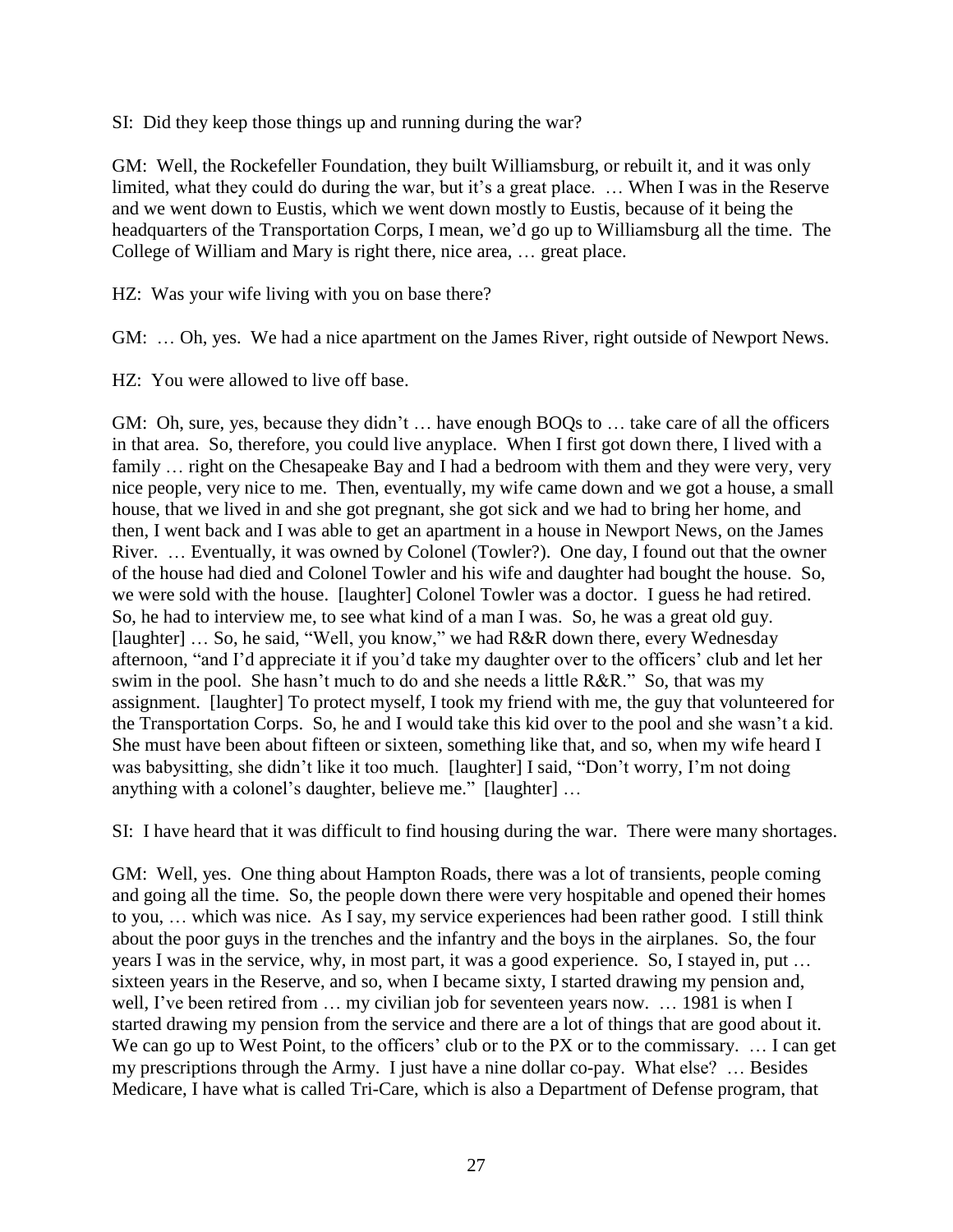SI: Did they keep those things up and running during the war?

GM: Well, the Rockefeller Foundation, they built Williamsburg, or rebuilt it, and it was only limited, what they could do during the war, but it's a great place. … When I was in the Reserve and we went down to Eustis, which we went down mostly to Eustis, because of it being the headquarters of the Transportation Corps, I mean, we'd go up to Williamsburg all the time. The College of William and Mary is right there, nice area, … great place.

HZ: Was your wife living with you on base there?

GM: … Oh, yes. We had a nice apartment on the James River, right outside of Newport News.

HZ: You were allowed to live off base.

GM: Oh, sure, yes, because they didn't … have enough BOQs to … take care of all the officers in that area. So, therefore, you could live anyplace. When I first got down there, I lived with a family … right on the Chesapeake Bay and I had a bedroom with them and they were very, very nice people, very nice to me. Then, eventually, my wife came down and we got a house, a small house, that we lived in and she got pregnant, she got sick and we had to bring her home, and then, I went back and I was able to get an apartment in a house in Newport News, on the James River. … Eventually, it was owned by Colonel (Towler?). One day, I found out that the owner of the house had died and Colonel Towler and his wife and daughter had bought the house. So, we were sold with the house. [laughter] Colonel Towler was a doctor. I guess he had retired. So, he had to interview me, to see what kind of a man I was. So, he was a great old guy. [laughter] … So, he said, "Well, you know," we had R&R down there, every Wednesday afternoon, "and I'd appreciate it if you'd take my daughter over to the officers' club and let her swim in the pool. She hasn't much to do and she needs a little R&R." So, that was my assignment. [laughter] To protect myself, I took my friend with me, the guy that volunteered for the Transportation Corps. So, he and I would take this kid over to the pool and she wasn't a kid. She must have been about fifteen or sixteen, something like that, and so, when my wife heard I was babysitting, she didn't like it too much. [laughter] I said, "Don't worry, I'm not doing anything with a colonel's daughter, believe me." [laughter] …

SI: I have heard that it was difficult to find housing during the war. There were many shortages.

GM: Well, yes. One thing about Hampton Roads, there was a lot of transients, people coming and going all the time. So, the people down there were very hospitable and opened their homes to you, … which was nice. As I say, my service experiences had been rather good. I still think about the poor guys in the trenches and the infantry and the boys in the airplanes. So, the four years I was in the service, why, in most part, it was a good experience. So, I stayed in, put … sixteen years in the Reserve, and so, when I became sixty, I started drawing my pension and, well, I've been retired from … my civilian job for seventeen years now. … 1981 is when I started drawing my pension from the service and there are a lot of things that are good about it. We can go up to West Point, to the officers' club or to the PX or to the commissary. … I can get my prescriptions through the Army. I just have a nine dollar co-pay. What else? … Besides Medicare, I have what is called Tri-Care, which is also a Department of Defense program, that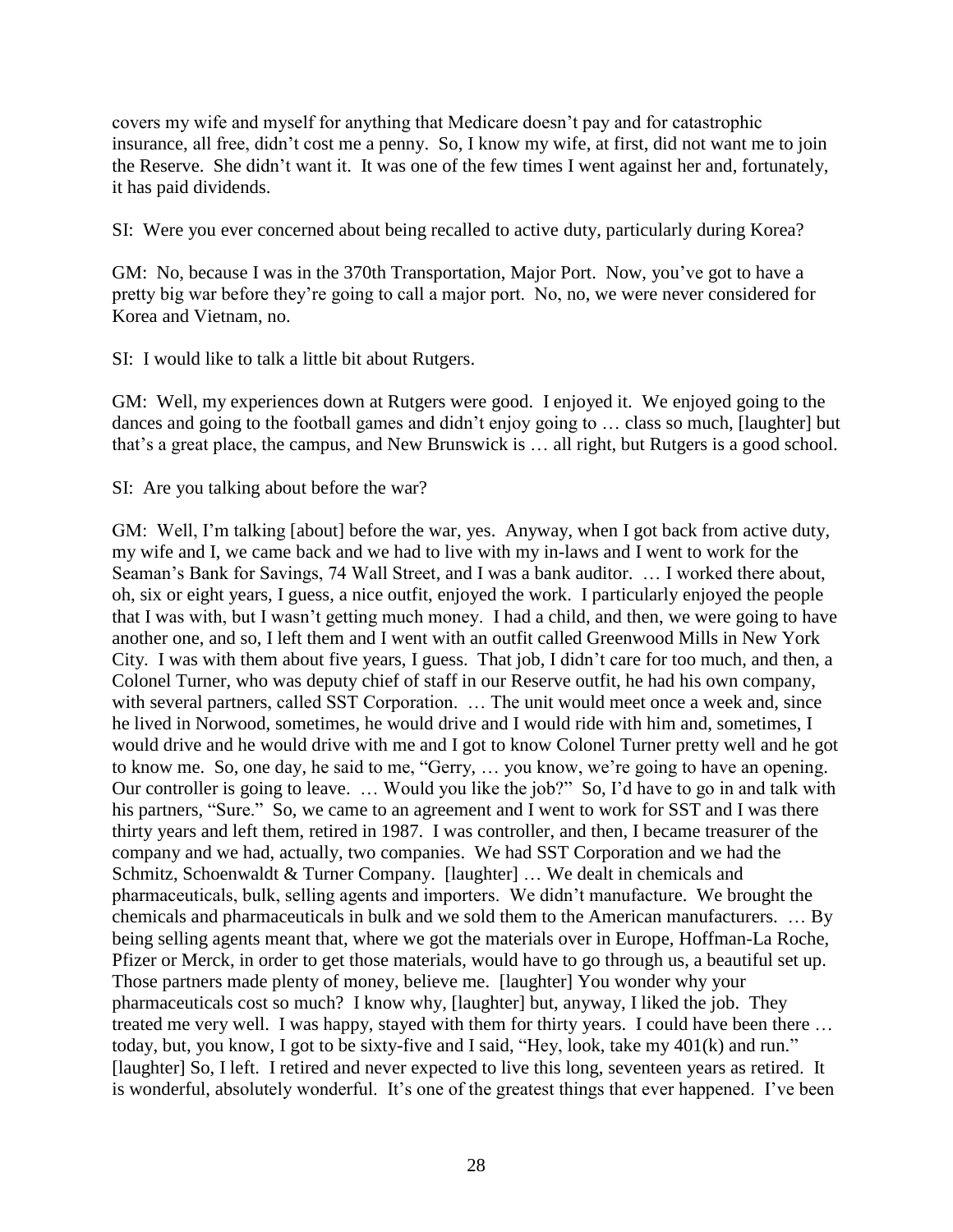covers my wife and myself for anything that Medicare doesn't pay and for catastrophic insurance, all free, didn't cost me a penny. So, I know my wife, at first, did not want me to join the Reserve. She didn't want it. It was one of the few times I went against her and, fortunately, it has paid dividends.

SI: Were you ever concerned about being recalled to active duty, particularly during Korea?

GM: No, because I was in the 370th Transportation, Major Port. Now, you've got to have a pretty big war before they're going to call a major port. No, no, we were never considered for Korea and Vietnam, no.

SI: I would like to talk a little bit about Rutgers.

GM: Well, my experiences down at Rutgers were good. I enjoyed it. We enjoyed going to the dances and going to the football games and didn't enjoy going to … class so much, [laughter] but that's a great place, the campus, and New Brunswick is … all right, but Rutgers is a good school.

SI: Are you talking about before the war?

GM: Well, I'm talking [about] before the war, yes. Anyway, when I got back from active duty, my wife and I, we came back and we had to live with my in-laws and I went to work for the Seaman's Bank for Savings, 74 Wall Street, and I was a bank auditor. … I worked there about, oh, six or eight years, I guess, a nice outfit, enjoyed the work. I particularly enjoyed the people that I was with, but I wasn't getting much money. I had a child, and then, we were going to have another one, and so, I left them and I went with an outfit called Greenwood Mills in New York City. I was with them about five years, I guess. That job, I didn't care for too much, and then, a Colonel Turner, who was deputy chief of staff in our Reserve outfit, he had his own company, with several partners, called SST Corporation. … The unit would meet once a week and, since he lived in Norwood, sometimes, he would drive and I would ride with him and, sometimes, I would drive and he would drive with me and I got to know Colonel Turner pretty well and he got to know me. So, one day, he said to me, "Gerry, … you know, we're going to have an opening. Our controller is going to leave. … Would you like the job?" So, I'd have to go in and talk with his partners, "Sure." So, we came to an agreement and I went to work for SST and I was there thirty years and left them, retired in 1987. I was controller, and then, I became treasurer of the company and we had, actually, two companies. We had SST Corporation and we had the Schmitz, Schoenwaldt & Turner Company. [laughter] … We dealt in chemicals and pharmaceuticals, bulk, selling agents and importers. We didn't manufacture. We brought the chemicals and pharmaceuticals in bulk and we sold them to the American manufacturers. … By being selling agents meant that, where we got the materials over in Europe, Hoffman-La Roche, Pfizer or Merck, in order to get those materials, would have to go through us, a beautiful set up. Those partners made plenty of money, believe me. [laughter] You wonder why your pharmaceuticals cost so much? I know why, [laughter] but, anyway, I liked the job. They treated me very well. I was happy, stayed with them for thirty years. I could have been there … today, but, you know, I got to be sixty-five and I said, "Hey, look, take my 401(k) and run." [laughter] So, I left. I retired and never expected to live this long, seventeen years as retired. It is wonderful, absolutely wonderful. It's one of the greatest things that ever happened. I've been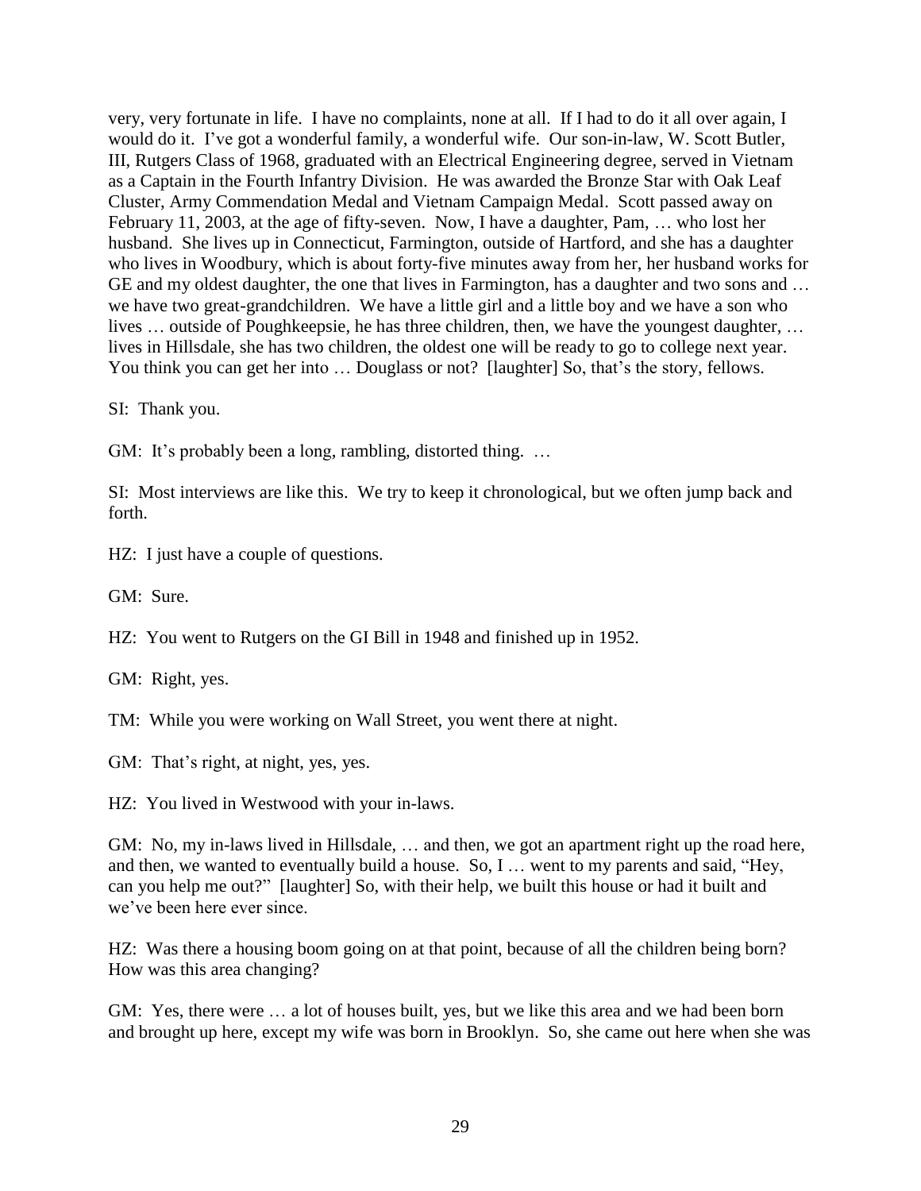very, very fortunate in life. I have no complaints, none at all. If I had to do it all over again, I would do it. I've got a wonderful family, a wonderful wife. Our son-in-law, W. Scott Butler, III, Rutgers Class of 1968, graduated with an Electrical Engineering degree, served in Vietnam as a Captain in the Fourth Infantry Division. He was awarded the Bronze Star with Oak Leaf Cluster, Army Commendation Medal and Vietnam Campaign Medal. Scott passed away on February 11, 2003, at the age of fifty-seven. Now, I have a daughter, Pam, … who lost her husband. She lives up in Connecticut, Farmington, outside of Hartford, and she has a daughter who lives in Woodbury, which is about forty-five minutes away from her, her husband works for GE and my oldest daughter, the one that lives in Farmington, has a daughter and two sons and … we have two great-grandchildren. We have a little girl and a little boy and we have a son who lives … outside of Poughkeepsie, he has three children, then, we have the youngest daughter, … lives in Hillsdale, she has two children, the oldest one will be ready to go to college next year. You think you can get her into … Douglass or not? [laughter] So, that's the story, fellows.

SI: Thank you.

GM: It's probably been a long, rambling, distorted thing. …

SI: Most interviews are like this. We try to keep it chronological, but we often jump back and forth.

HZ: I just have a couple of questions.

GM: Sure.

HZ: You went to Rutgers on the GI Bill in 1948 and finished up in 1952.

GM: Right, yes.

TM: While you were working on Wall Street, you went there at night.

GM: That's right, at night, yes, yes.

HZ: You lived in Westwood with your in-laws.

GM: No, my in-laws lived in Hillsdale, … and then, we got an apartment right up the road here, and then, we wanted to eventually build a house. So, I … went to my parents and said, "Hey, can you help me out?" [laughter] So, with their help, we built this house or had it built and we've been here ever since.

HZ: Was there a housing boom going on at that point, because of all the children being born? How was this area changing?

GM: Yes, there were … a lot of houses built, yes, but we like this area and we had been born and brought up here, except my wife was born in Brooklyn. So, she came out here when she was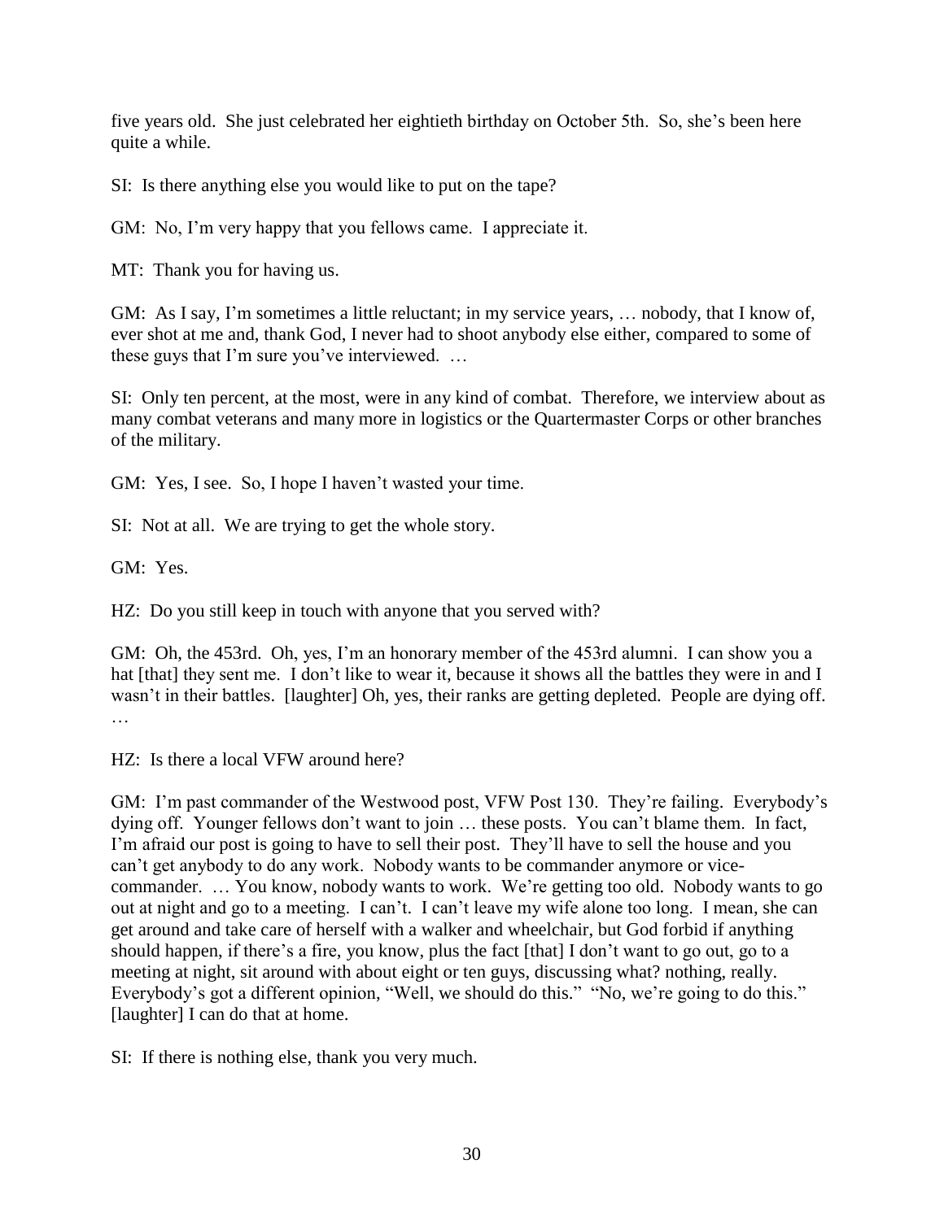five years old. She just celebrated her eightieth birthday on October 5th. So, she's been here quite a while.

SI: Is there anything else you would like to put on the tape?

GM: No, I'm very happy that you fellows came. I appreciate it.

MT: Thank you for having us.

GM: As I say, I'm sometimes a little reluctant; in my service years, … nobody, that I know of, ever shot at me and, thank God, I never had to shoot anybody else either, compared to some of these guys that I'm sure you've interviewed. …

SI: Only ten percent, at the most, were in any kind of combat. Therefore, we interview about as many combat veterans and many more in logistics or the Quartermaster Corps or other branches of the military.

GM: Yes, I see. So, I hope I haven't wasted your time.

SI: Not at all. We are trying to get the whole story.

GM: Yes.

HZ: Do you still keep in touch with anyone that you served with?

GM: Oh, the 453rd. Oh, yes, I'm an honorary member of the 453rd alumni. I can show you a hat [that] they sent me. I don't like to wear it, because it shows all the battles they were in and I wasn't in their battles. [laughter] Oh, yes, their ranks are getting depleted. People are dying off. …

HZ: Is there a local VFW around here?

GM: I'm past commander of the Westwood post, VFW Post 130. They're failing. Everybody's dying off. Younger fellows don't want to join … these posts. You can't blame them. In fact, I'm afraid our post is going to have to sell their post. They'll have to sell the house and you can't get anybody to do any work. Nobody wants to be commander anymore or vice-commander. … You know, nobody wants to work. We're getting too old. Nobody wants to go out at night and go to a meeting. I can't. I can't leave my wife alone too long. I mean, she can get around and take care of herself with a walker and wheelchair, but God forbid if anything should happen, if there's a fire, you know, plus the fact [that] I don't want to go out, go to a meeting at night, sit around with about eight or ten guys, discussing what? nothing, really. Everybody's got a different opinion, "Well, we should do this." "No, we're going to do this." [laughter] I can do that at home.

SI: If there is nothing else, thank you very much.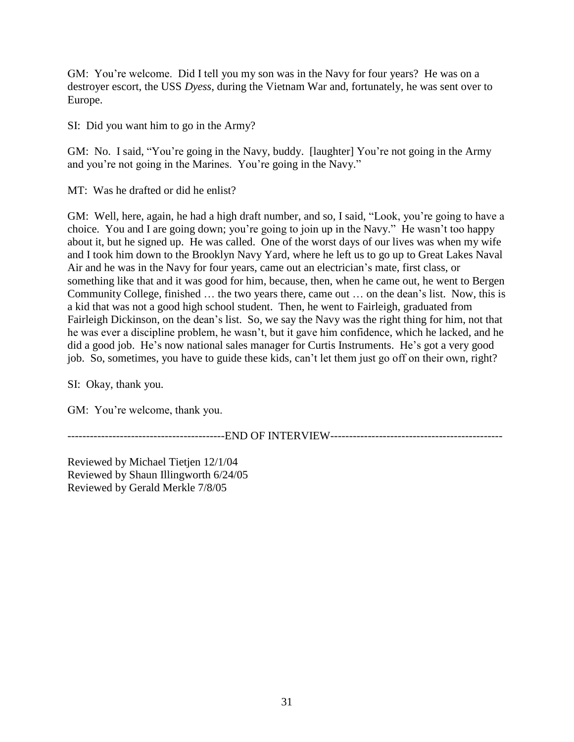GM: You're welcome. Did I tell you my son was in the Navy for four years? He was on a destroyer escort, the USS *Dyess*, during the Vietnam War and, fortunately, he was sent over to Europe.

SI: Did you want him to go in the Army?

GM: No. I said, "You're going in the Navy, buddy. [laughter] You're not going in the Army and you're not going in the Marines. You're going in the Navy."

MT: Was he drafted or did he enlist?

GM: Well, here, again, he had a high draft number, and so, I said, "Look, you're going to have a choice. You and I are going down; you're going to join up in the Navy." He wasn't too happy about it, but he signed up. He was called. One of the worst days of our lives was when my wife and I took him down to the Brooklyn Navy Yard, where he left us to go up to Great Lakes Naval Air and he was in the Navy for four years, came out an electrician's mate, first class, or something like that and it was good for him, because, then, when he came out, he went to Bergen Community College, finished … the two years there, came out … on the dean's list. Now, this is a kid that was not a good high school student. Then, he went to Fairleigh, graduated from Fairleigh Dickinson, on the dean's list. So, we say the Navy was the right thing for him, not that he was ever a discipline problem, he wasn't, but it gave him confidence, which he lacked, and he did a good job. He's now national sales manager for Curtis Instruments. He's got a very good job. So, sometimes, you have to guide these kids, can't let them just go off on their own, right?

SI: Okay, thank you.

GM: You're welcome, thank you.

------------------------------------------END OF INTERVIEW----------------------------------------------

Reviewed by Michael Tietjen 12/1/04
Reviewed by Shaun Illingworth 6/24/05
Reviewed by Gerald Merkle 7/8/05